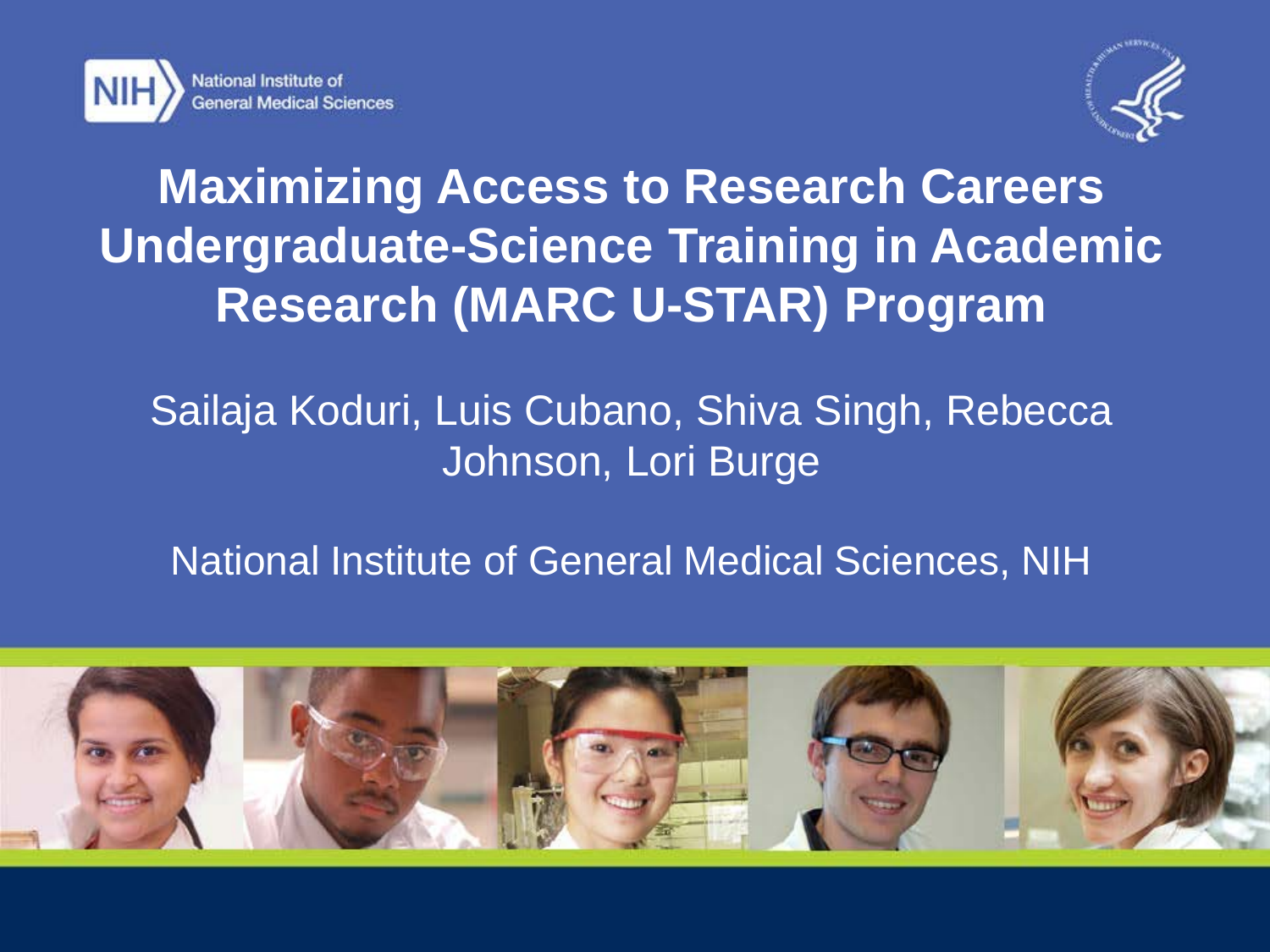NIH National Institute of General Medical Sciences

# Maximizing Access to Research Careers Undergraduate-Science Training in Academic Research (MARC U-STAR) Program

Sailaja Koduri, Luis Cubano, Shiva Singh, Rebecca Johnson, Lori Burge

National Institute of General Medical Sciences, NIH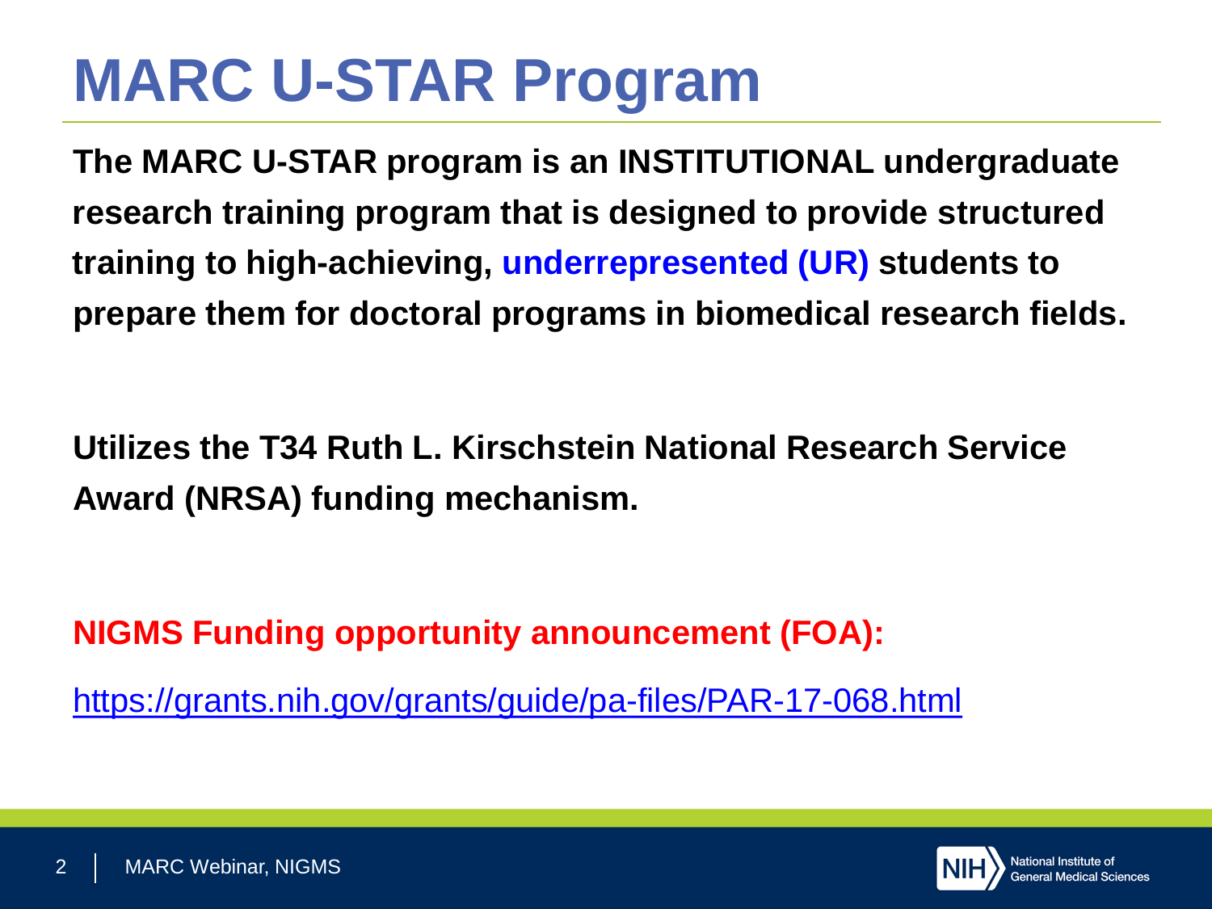# MARC U-STAR Program

**The MARC U-STAR program is an INSTITUTIONAL undergraduate research training program that is designed to provide structured training to high-achieving, underrepresented (UR) students to prepare them for doctoral programs in biomedical research fields.**

**Utilizes the T34 Ruth L. Kirschstein National Research Service Award (NRSA) funding mechanism.**

**NIGMS Funding opportunity announcement (FOA):**

https://grants.nih.gov/grants/guide/pa-files/PAR-17-068.html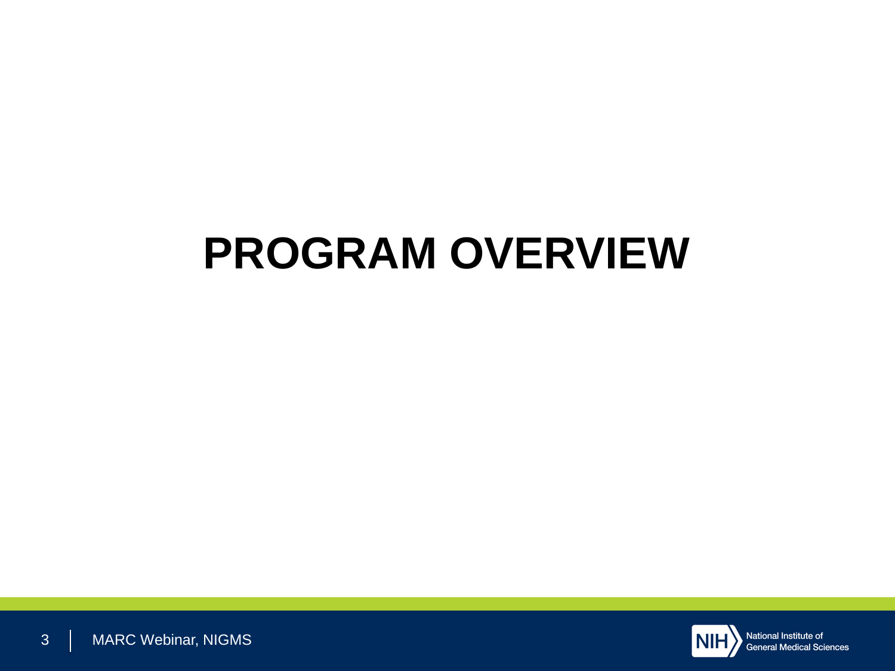# PROGRAM OVERVIEW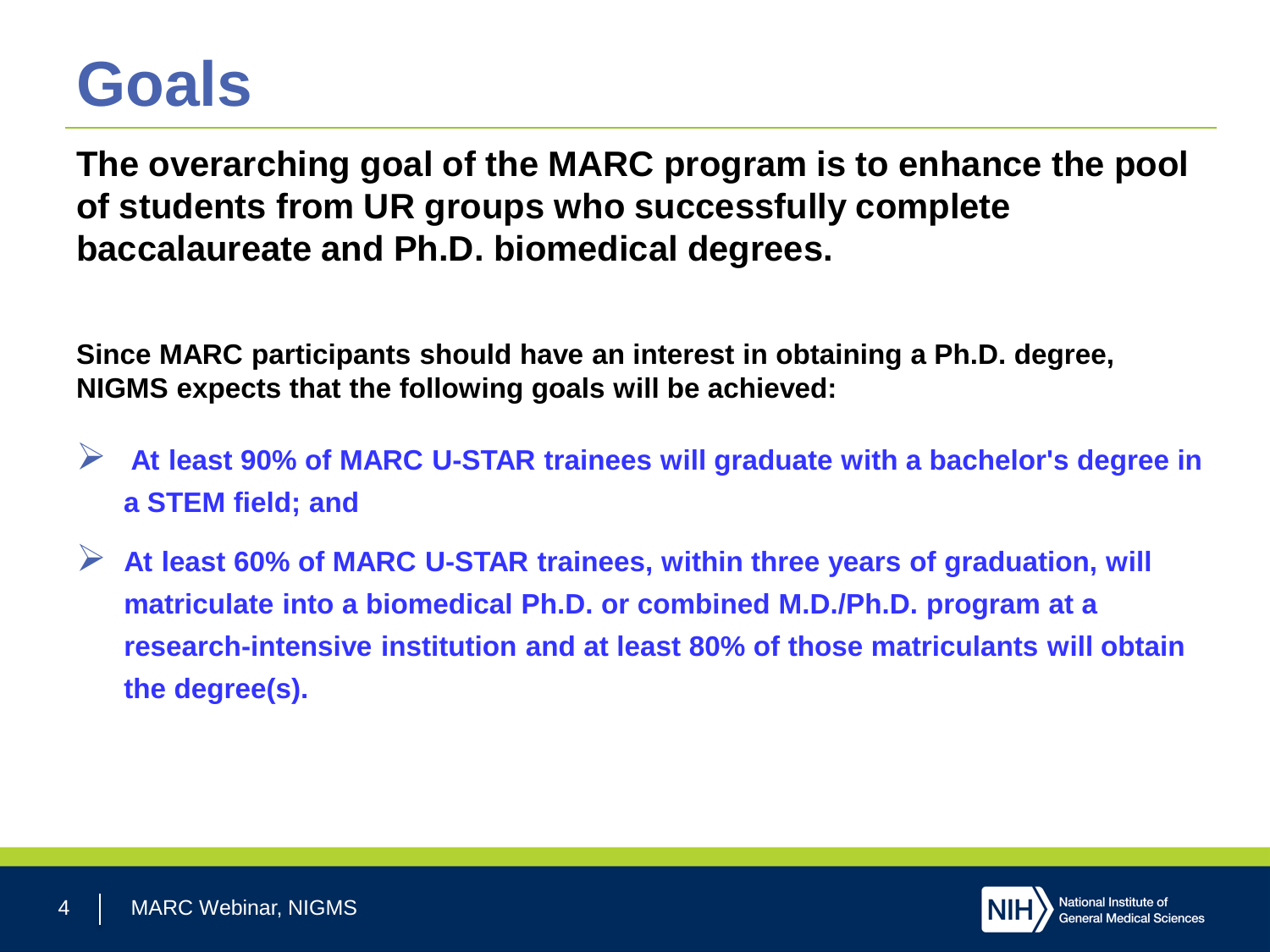# Goals

**The overarching goal of the MARC program is to enhance the pool of students from UR groups who successfully complete baccalaureate and Ph.D. biomedical degrees.**

**Since MARC participants should have an interest in obtaining a Ph.D. degree, NIGMS expects that the following goals will be achieved:**

- **At least 90% of MARC U-STAR trainees will graduate with a bachelor's degree in a STEM field; and**
- **At least 60% of MARC U-STAR trainees, within three years of graduation, will matriculate into a biomedical Ph.D. or combined M.D./Ph.D. program at a research-intensive institution and at least 80% of those matriculants will obtain the degree(s).**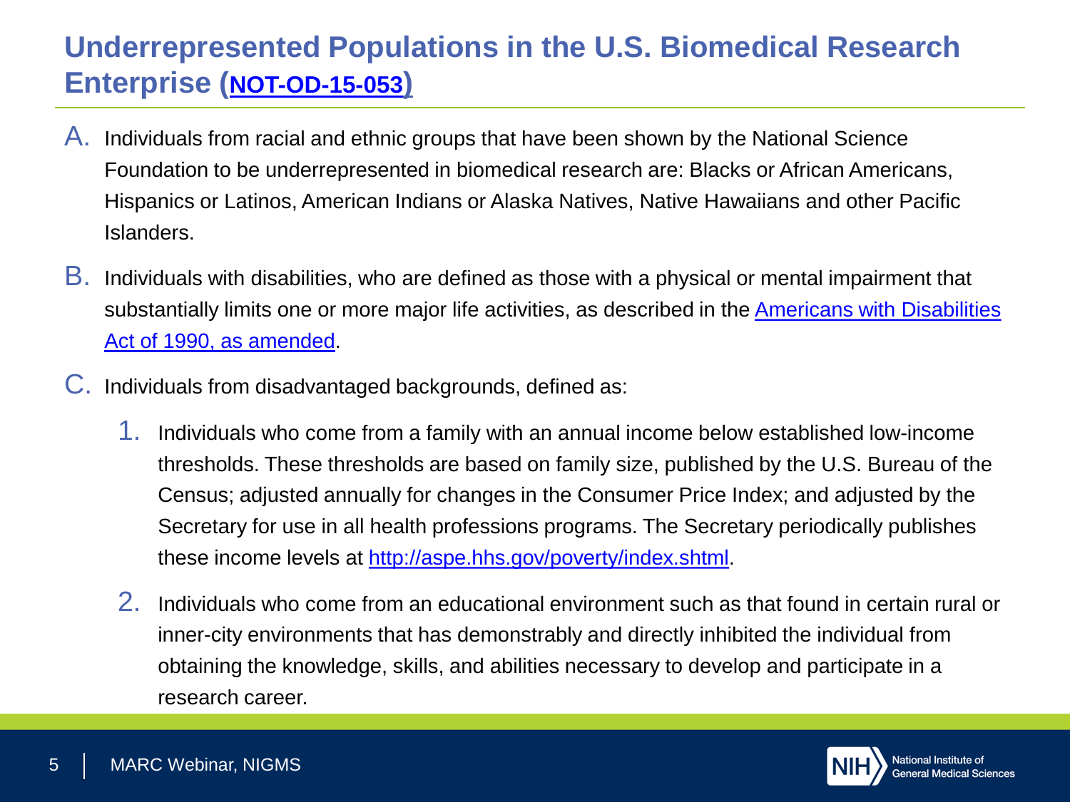# Underrepresented Populations in the U.S. Biomedical Research Enterprise (NOT-OD-15-053)

A. Individuals from racial and ethnic groups that have been shown by the National Science Foundation to be underrepresented in biomedical research are: Blacks or African Americans, Hispanics or Latinos, American Indians or Alaska Natives, Native Hawaiians and other Pacific Islanders.

B. Individuals with disabilities, who are defined as those with a physical or mental impairment that substantially limits one or more major life activities, as described in the Americans with Disabilities Act of 1990, as amended.

C. Individuals from disadvantaged backgrounds, defined as:

1. Individuals who come from a family with an annual income below established low-income thresholds. These thresholds are based on family size, published by the U.S. Bureau of the Census; adjusted annually for changes in the Consumer Price Index; and adjusted by the Secretary for use in all health professions programs. The Secretary periodically publishes these income levels at http://aspe.hhs.gov/poverty/index.shtml.

2. Individuals who come from an educational environment such as that found in certain rural or inner-city environments that has demonstrably and directly inhibited the individual from obtaining the knowledge, skills, and abilities necessary to develop and participate in a research career.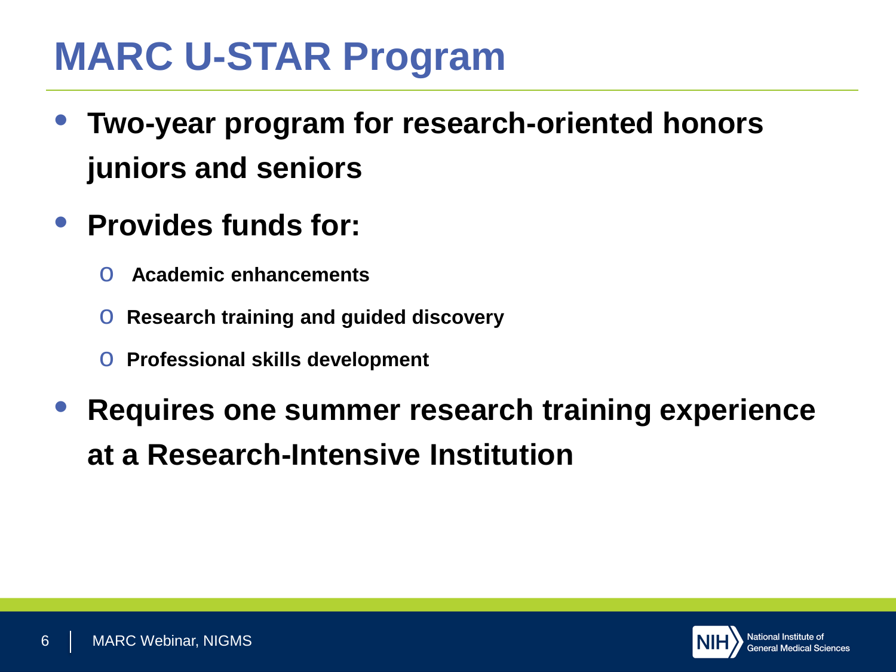# MARC U-STAR Program

- **Two-year program for research-oriented honors juniors and seniors**
- **Provides funds for:**
  - **Academic enhancements**
  - **Research training and guided discovery**
  - **Professional skills development**
- **Requires one summer research training experience at a Research-Intensive Institution**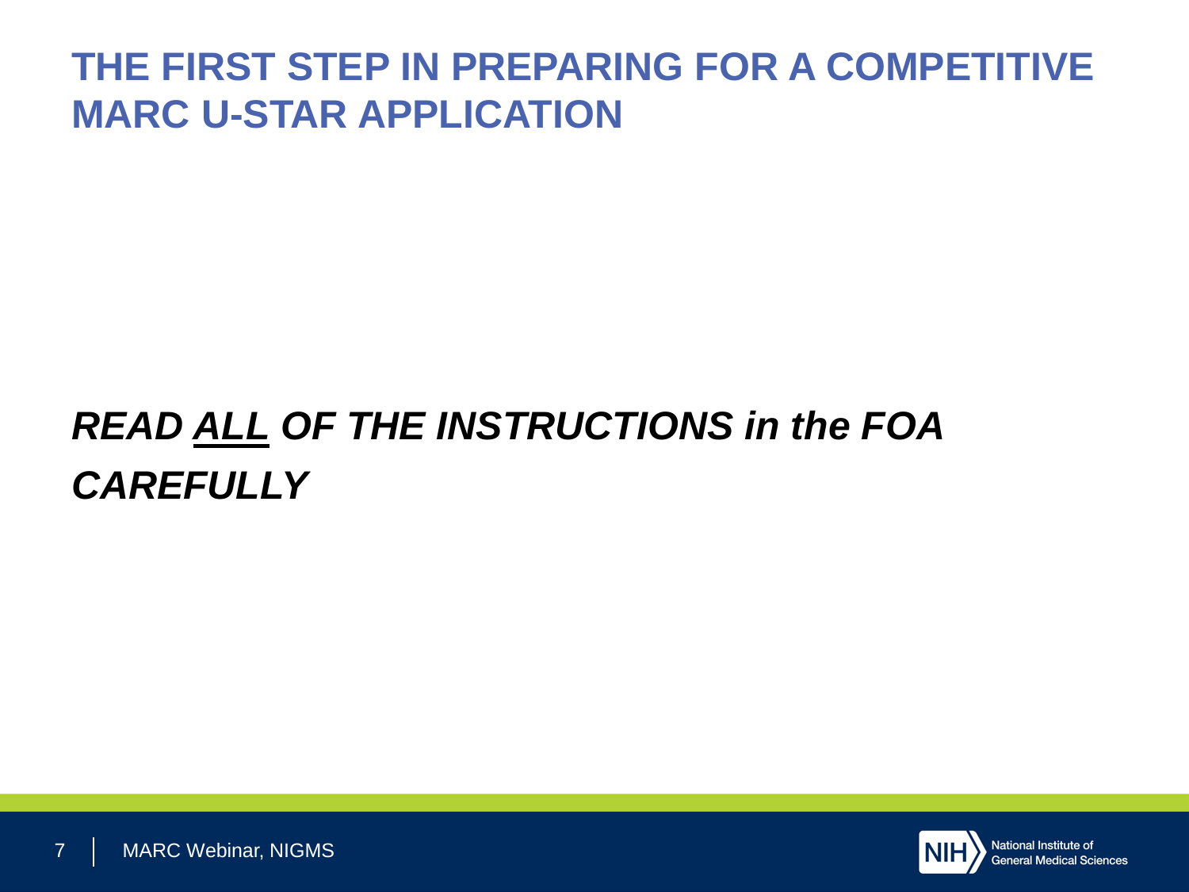# THE FIRST STEP IN PREPARING FOR A COMPETITIVE MARC U-STAR APPLICATION

***READ <u>ALL</u> OF THE INSTRUCTIONS in the FOA CAREFULLY***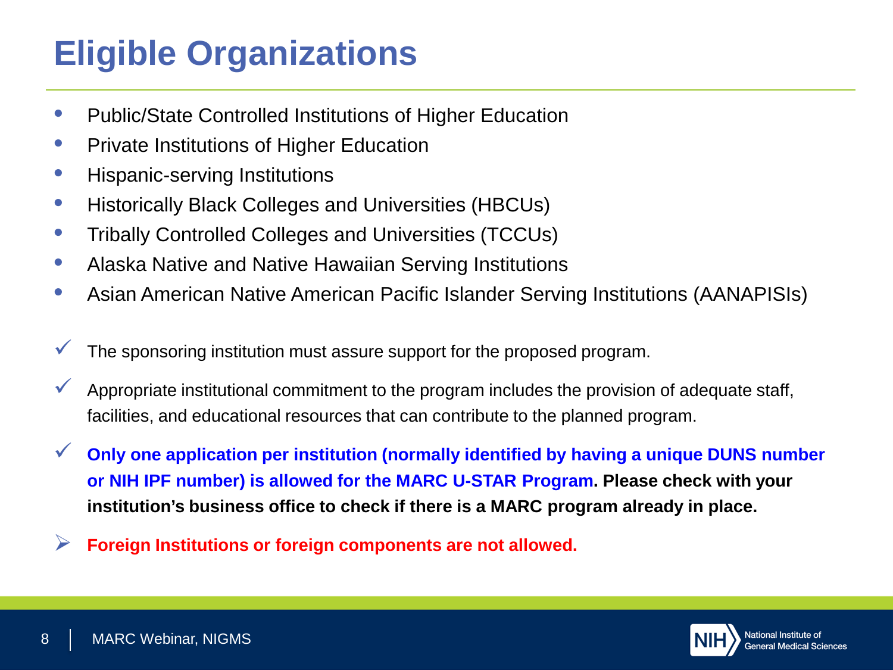# Eligible Organizations

- Public/State Controlled Institutions of Higher Education
- Private Institutions of Higher Education
- Hispanic-serving Institutions
- Historically Black Colleges and Universities (HBCUs)
- Tribally Controlled Colleges and Universities (TCCUs)
- Alaska Native and Native Hawaiian Serving Institutions
- Asian American Native American Pacific Islander Serving Institutions (AANAPISIs)

✓ The sponsoring institution must assure support for the proposed program.

✓ Appropriate institutional commitment to the program includes the provision of adequate staff, facilities, and educational resources that can contribute to the planned program.

✓ **Only one application per institution (normally identified by having a unique DUNS number or NIH IPF number) is allowed for the MARC U-STAR Program. Please check with your institution's business office to check if there is a MARC program already in place.**

➢ **Foreign Institutions or foreign components are not allowed.**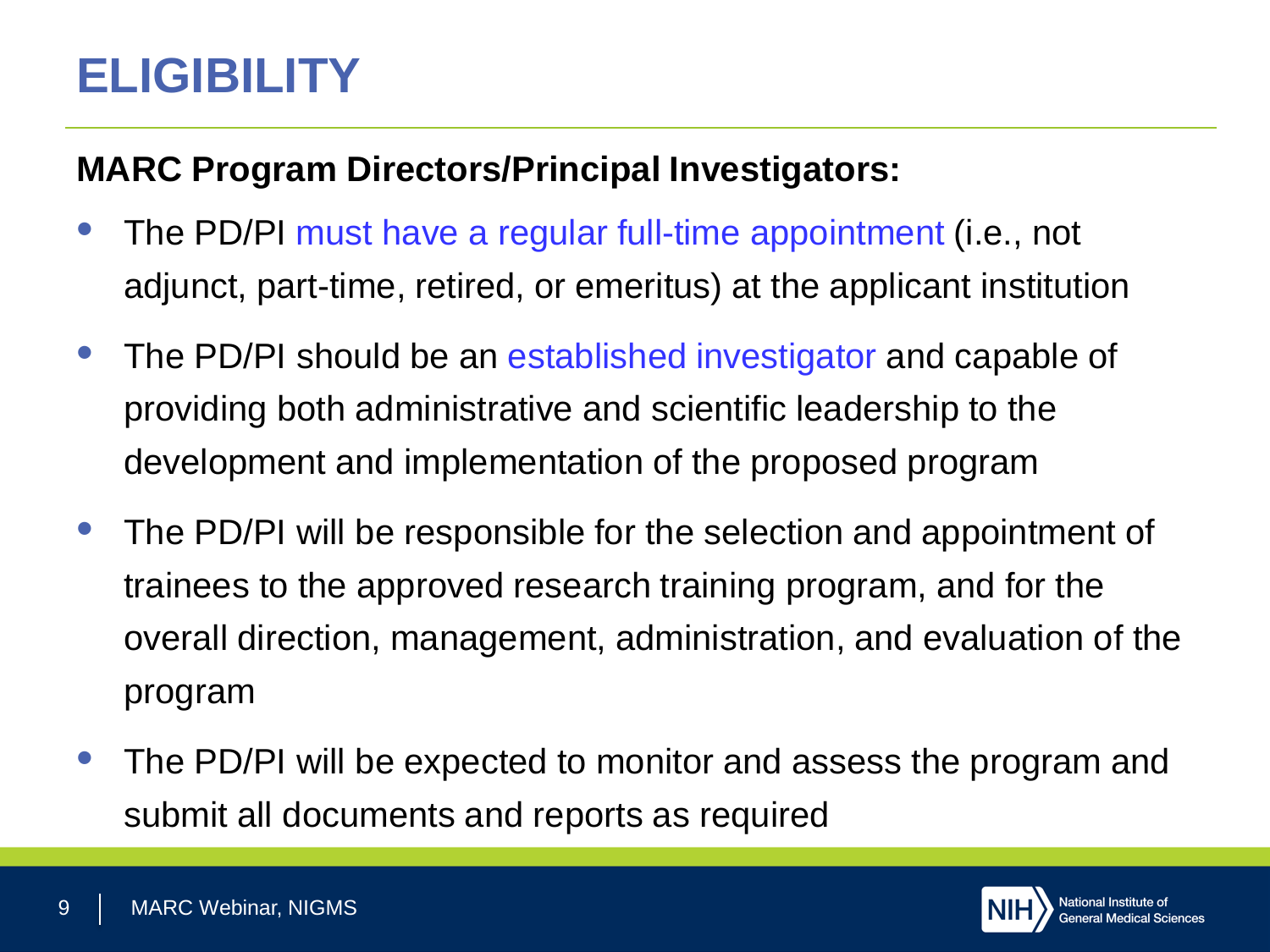# ELIGIBILITY

**MARC Program Directors/Principal Investigators:**

- The PD/PI must have a regular full-time appointment (i.e., not adjunct, part-time, retired, or emeritus) at the applicant institution
- The PD/PI should be an established investigator and capable of providing both administrative and scientific leadership to the development and implementation of the proposed program
- The PD/PI will be responsible for the selection and appointment of trainees to the approved research training program, and for the overall direction, management, administration, and evaluation of the program
- The PD/PI will be expected to monitor and assess the program and submit all documents and reports as required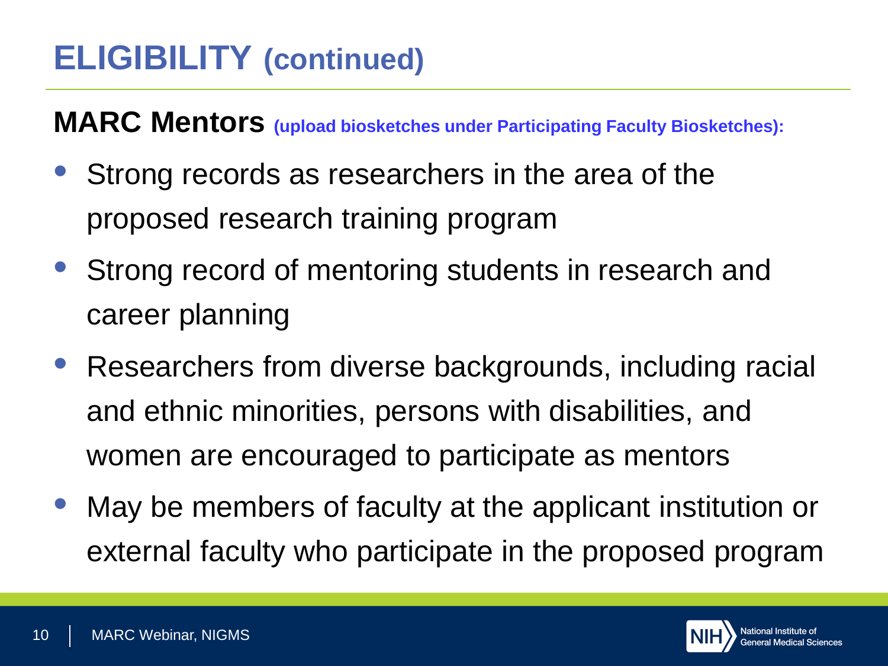# ELIGIBILITY (continued)

**MARC Mentors** **(upload biosketches under Participating Faculty Biosketches):**

- Strong records as researchers in the area of the proposed research training program
- Strong record of mentoring students in research and career planning
- Researchers from diverse backgrounds, including racial and ethnic minorities, persons with disabilities, and women are encouraged to participate as mentors
- May be members of faculty at the applicant institution or external faculty who participate in the proposed program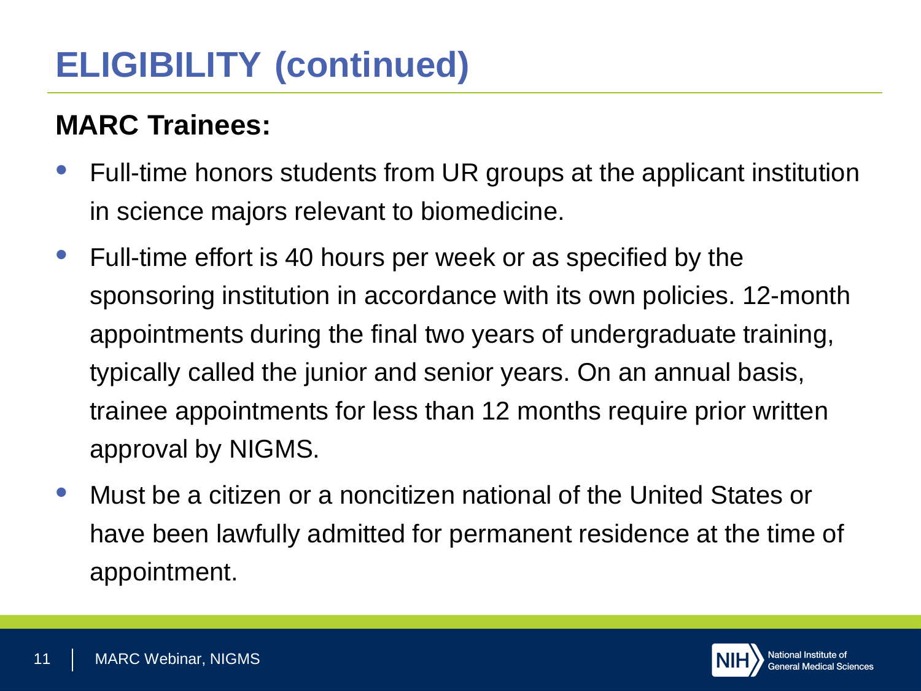# ELIGIBILITY (continued)

**MARC Trainees:**

- Full-time honors students from UR groups at the applicant institution in science majors relevant to biomedicine.
- Full-time effort is 40 hours per week or as specified by the sponsoring institution in accordance with its own policies. 12-month appointments during the final two years of undergraduate training, typically called the junior and senior years. On an annual basis, trainee appointments for less than 12 months require prior written approval by NIGMS.
- Must be a citizen or a noncitizen national of the United States or have been lawfully admitted for permanent residence at the time of appointment.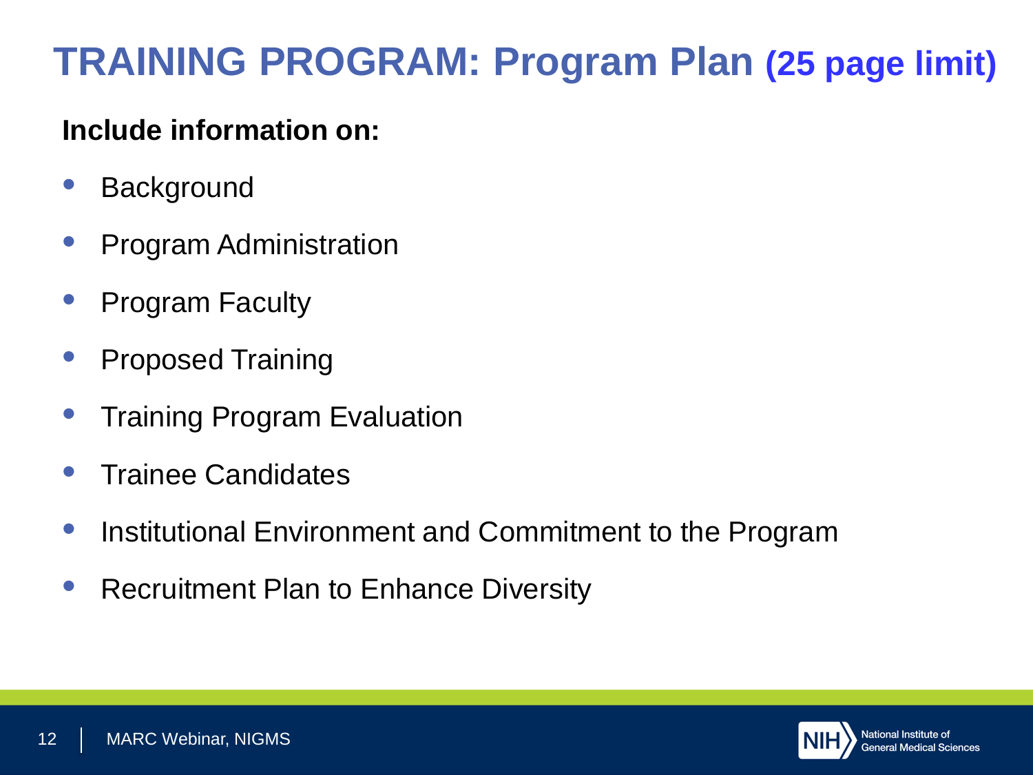# TRAINING PROGRAM: Program Plan (25 page limit)

**Include information on:**

- Background
- Program Administration
- Program Faculty
- Proposed Training
- Training Program Evaluation
- Trainee Candidates
- Institutional Environment and Commitment to the Program
- Recruitment Plan to Enhance Diversity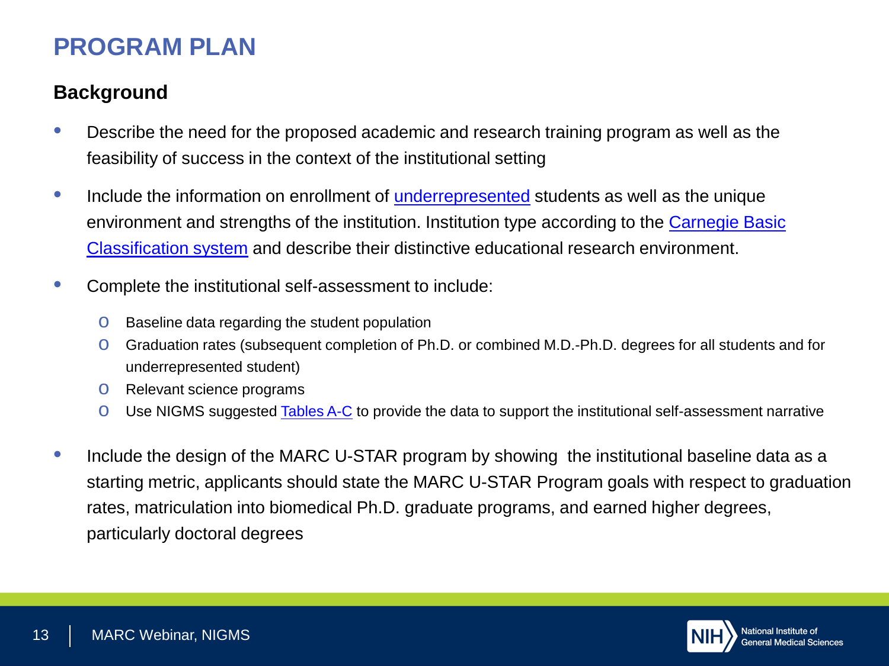# PROGRAM PLAN

## Background

- Describe the need for the proposed academic and research training program as well as the feasibility of success in the context of the institutional setting
- Include the information on enrollment of underrepresented students as well as the unique environment and strengths of the institution. Institution type according to the Carnegie Basic Classification system and describe their distinctive educational research environment.
- Complete the institutional self-assessment to include:
  - Baseline data regarding the student population
  - Graduation rates (subsequent completion of Ph.D. or combined M.D.-Ph.D. degrees for all students and for underrepresented student)
  - Relevant science programs
  - Use NIGMS suggested Tables A-C to provide the data to support the institutional self-assessment narrative
- Include the design of the MARC U-STAR program by showing the institutional baseline data as a starting metric, applicants should state the MARC U-STAR Program goals with respect to graduation rates, matriculation into biomedical Ph.D. graduate programs, and earned higher degrees, particularly doctoral degrees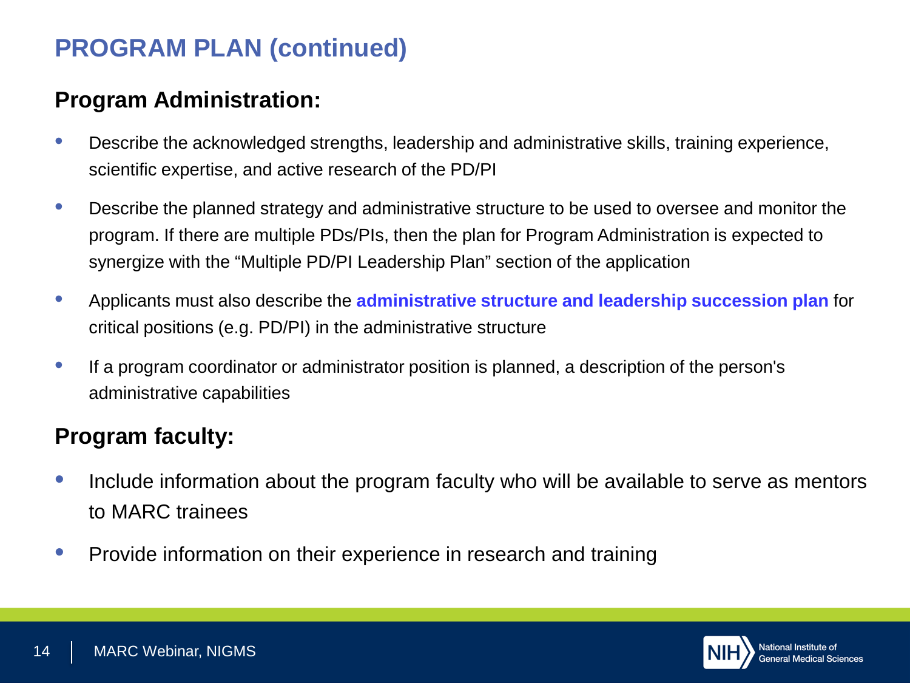# PROGRAM PLAN (continued)

## Program Administration:

- Describe the acknowledged strengths, leadership and administrative skills, training experience, scientific expertise, and active research of the PD/PI
- Describe the planned strategy and administrative structure to be used to oversee and monitor the program. If there are multiple PDs/PIs, then the plan for Program Administration is expected to synergize with the “Multiple PD/PI Leadership Plan” section of the application
- Applicants must also describe the **administrative structure and leadership succession plan** for critical positions (e.g. PD/PI) in the administrative structure
- If a program coordinator or administrator position is planned, a description of the person's administrative capabilities

## Program faculty:

- Include information about the program faculty who will be available to serve as mentors to MARC trainees
- Provide information on their experience in research and training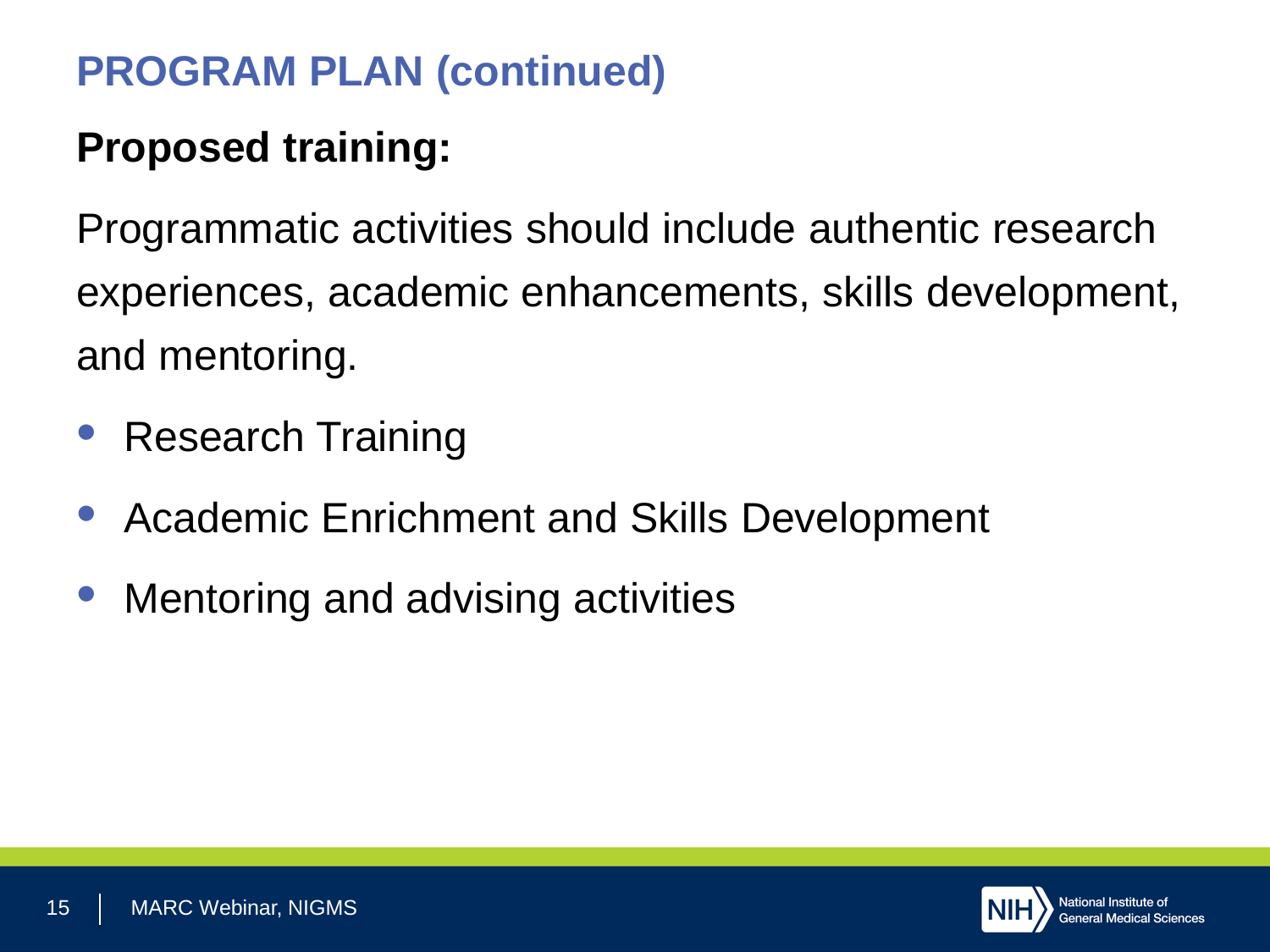# PROGRAM PLAN (continued)

**Proposed training:**

Programmatic activities should include authentic research experiences, academic enhancements, skills development, and mentoring.

- Research Training
- Academic Enrichment and Skills Development
- Mentoring and advising activities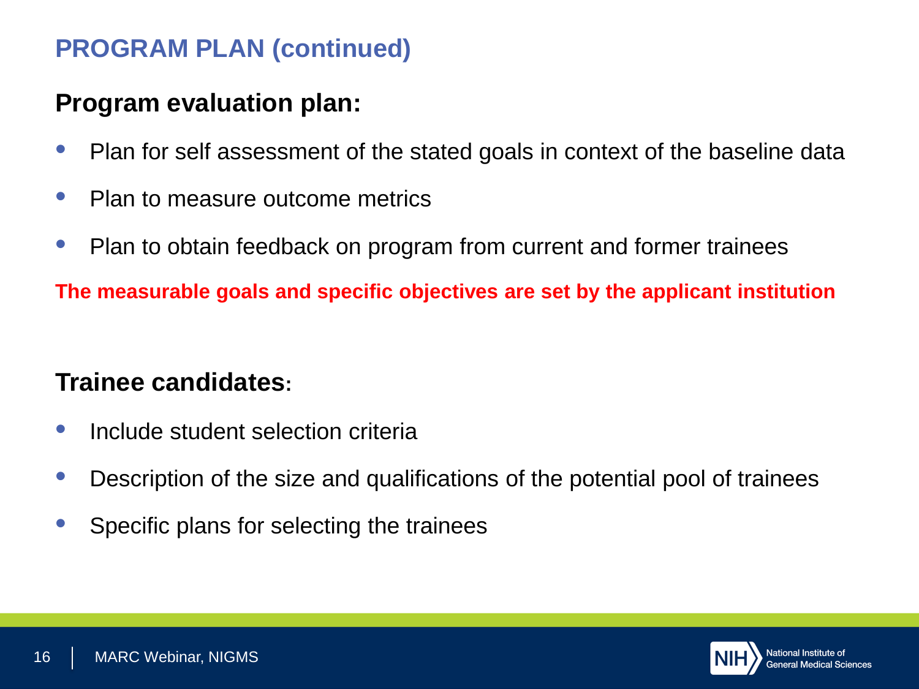# PROGRAM PLAN (continued)

## Program evaluation plan:

- Plan for self assessment of the stated goals in context of the baseline data
- Plan to measure outcome metrics
- Plan to obtain feedback on program from current and former trainees

**The measurable goals and specific objectives are set by the applicant institution**

## Trainee candidates:

- Include student selection criteria
- Description of the size and qualifications of the potential pool of trainees
- Specific plans for selecting the trainees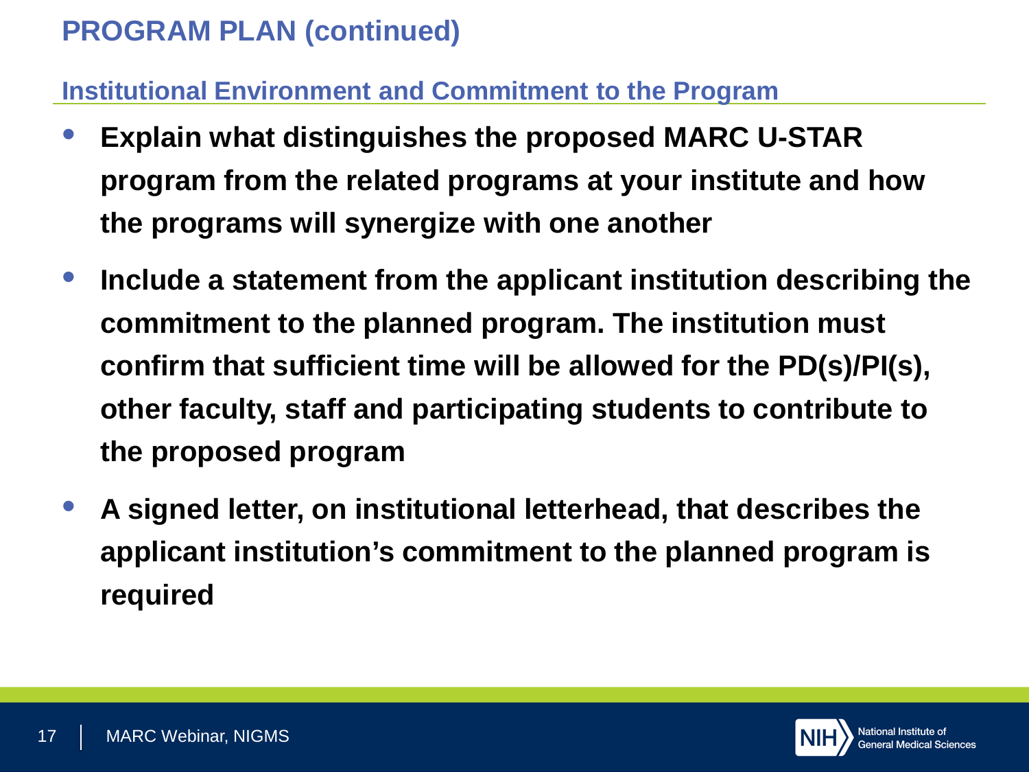# PROGRAM PLAN (continued)

## Institutional Environment and Commitment to the Program

- **Explain what distinguishes the proposed MARC U-STAR program from the related programs at your institute and how the programs will synergize with one another**
- **Include a statement from the applicant institution describing the commitment to the planned program. The institution must confirm that sufficient time will be allowed for the PD(s)/PI(s), other faculty, staff and participating students to contribute to the proposed program**
- **A signed letter, on institutional letterhead, that describes the applicant institution's commitment to the planned program is required**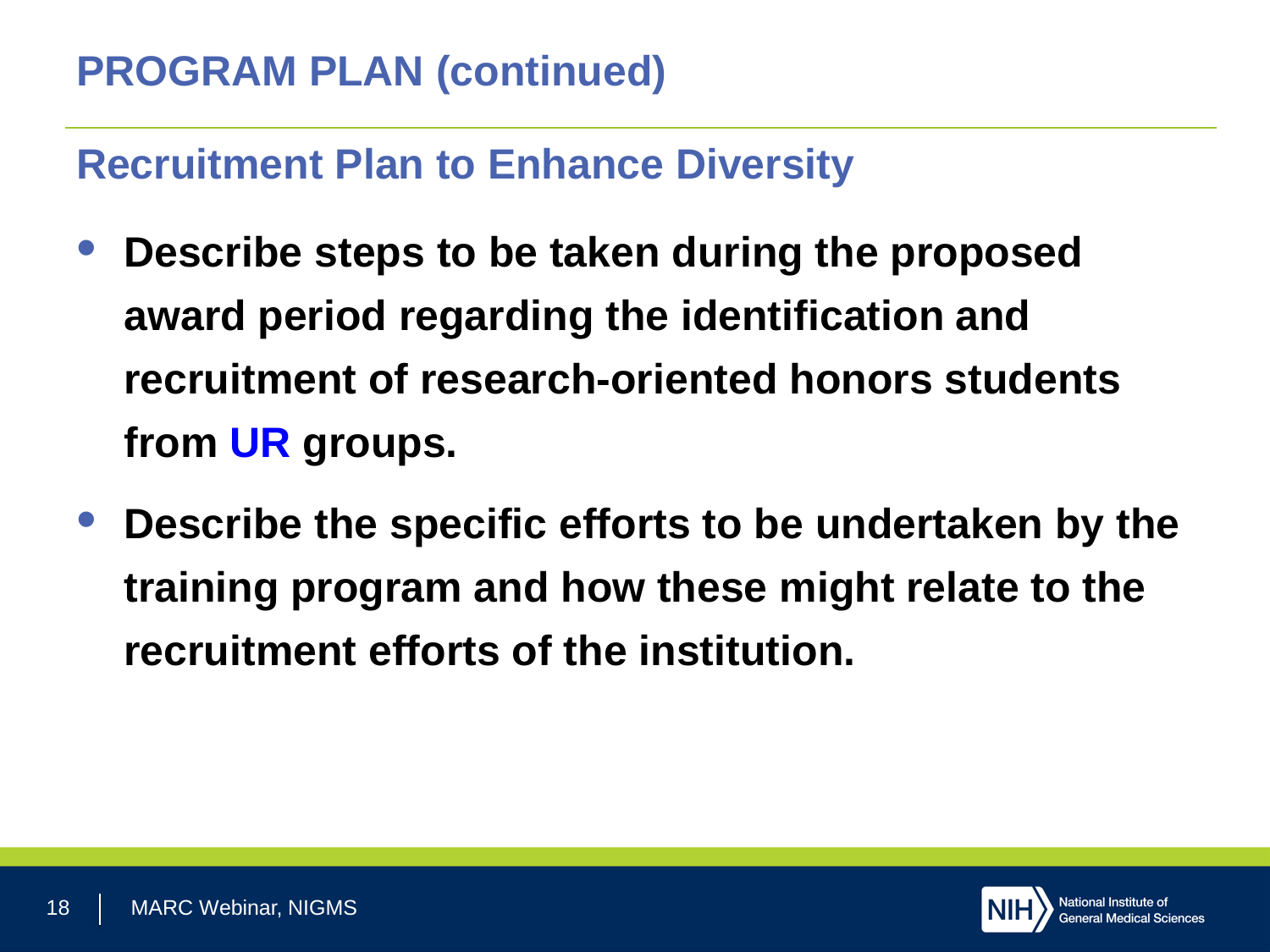# PROGRAM PLAN (continued)

## Recruitment Plan to Enhance Diversity

- **Describe steps to be taken during the proposed award period regarding the identification and recruitment of research-oriented honors students from UR groups.**
- **Describe the specific efforts to be undertaken by the training program and how these might relate to the recruitment efforts of the institution.**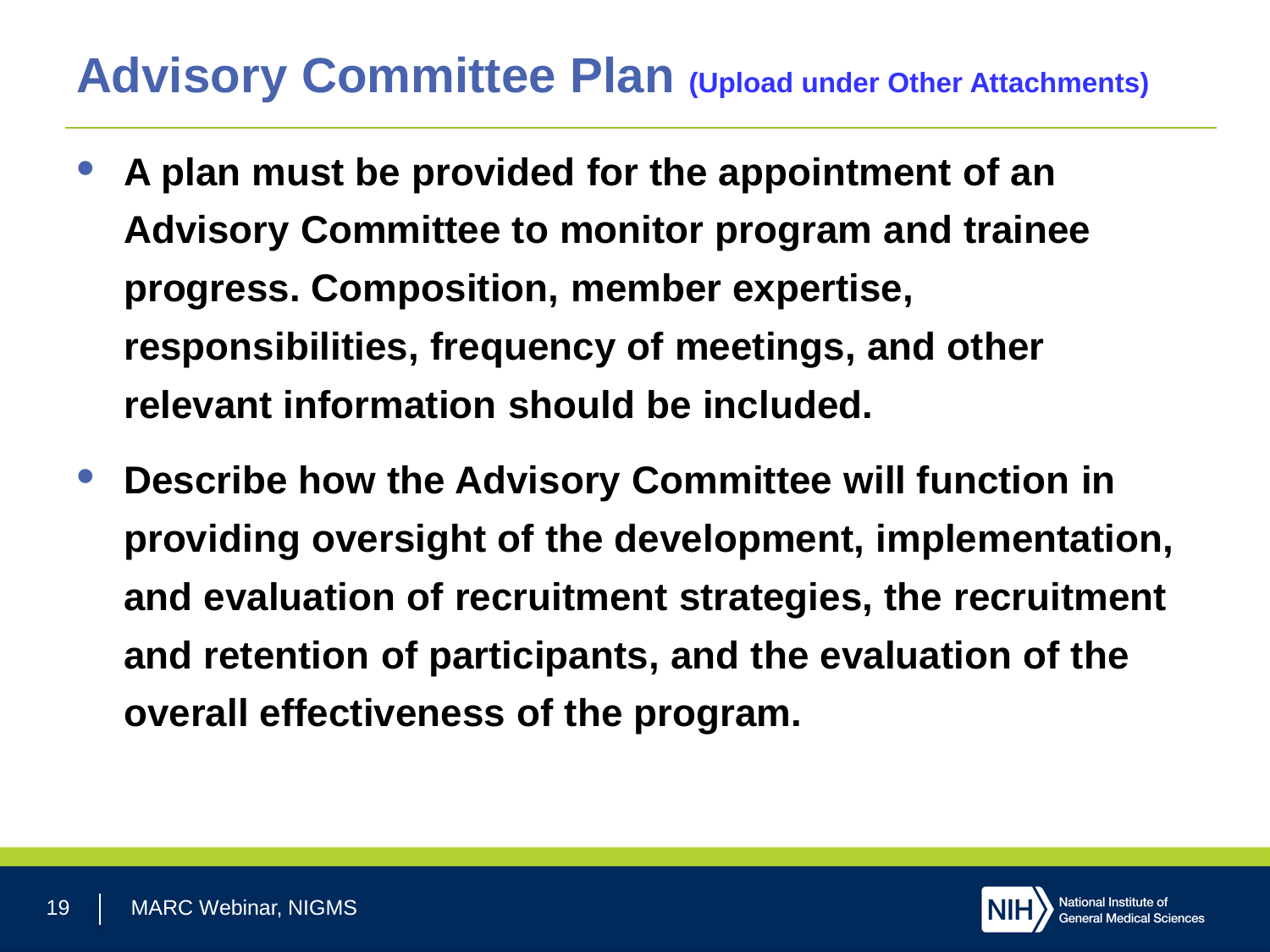# Advisory Committee Plan (Upload under Other Attachments)

- **A plan must be provided for the appointment of an Advisory Committee to monitor program and trainee progress. Composition, member expertise, responsibilities, frequency of meetings, and other relevant information should be included.**
- **Describe how the Advisory Committee will function in providing oversight of the development, implementation, and evaluation of recruitment strategies, the recruitment and retention of participants, and the evaluation of the overall effectiveness of the program.**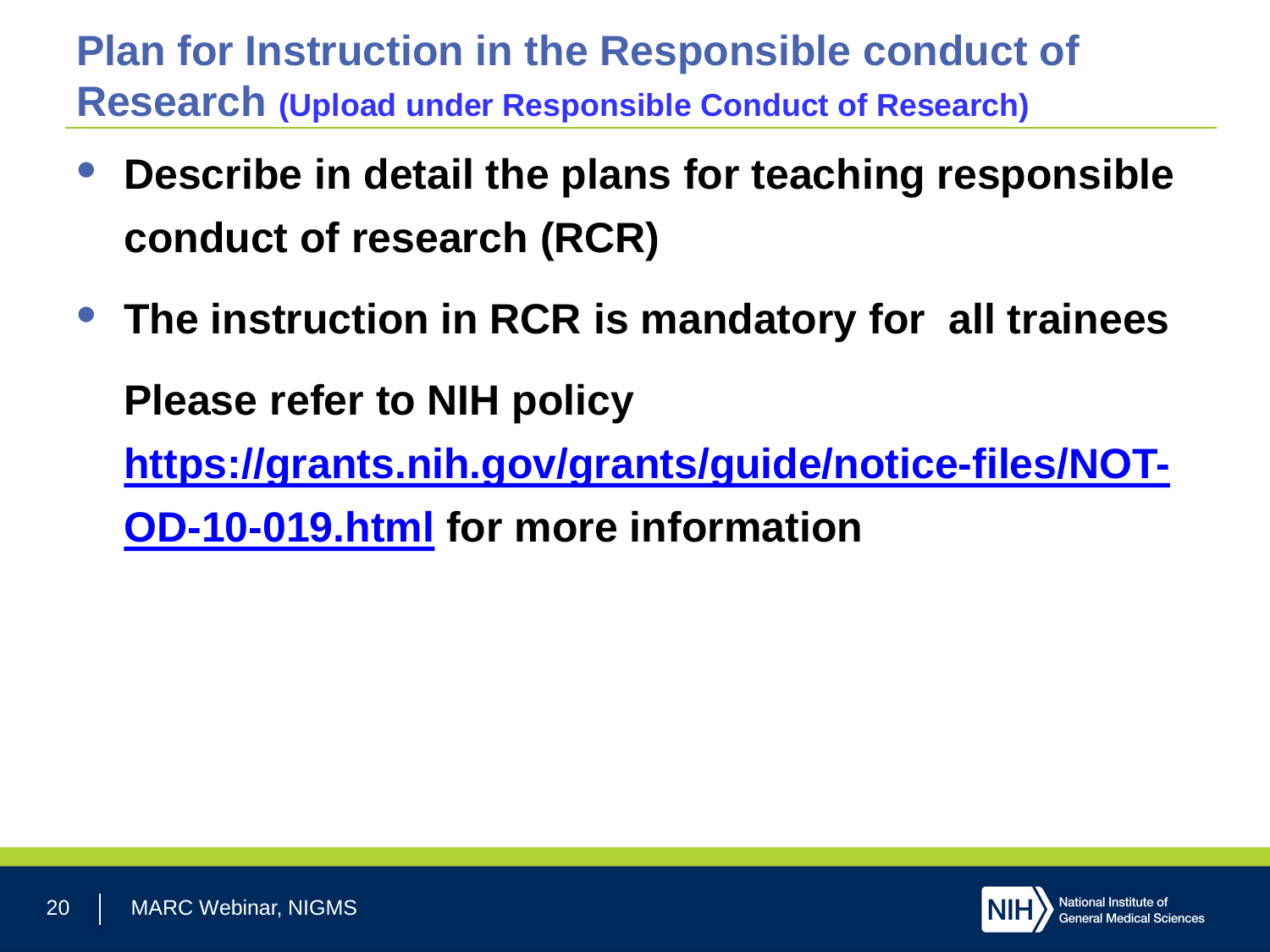## Plan for Instruction in the Responsible conduct of Research (Upload under Responsible Conduct of Research)

- **Describe in detail the plans for teaching responsible conduct of research (RCR)**
- **The instruction in RCR is mandatory for all trainees**

  **Please refer to NIH policy [https://grants.nih.gov/grants/guide/notice-files/NOT-OD-10-019.html](https://grants.nih.gov/grants/guide/notice-files/NOT-OD-10-019.html) for more information**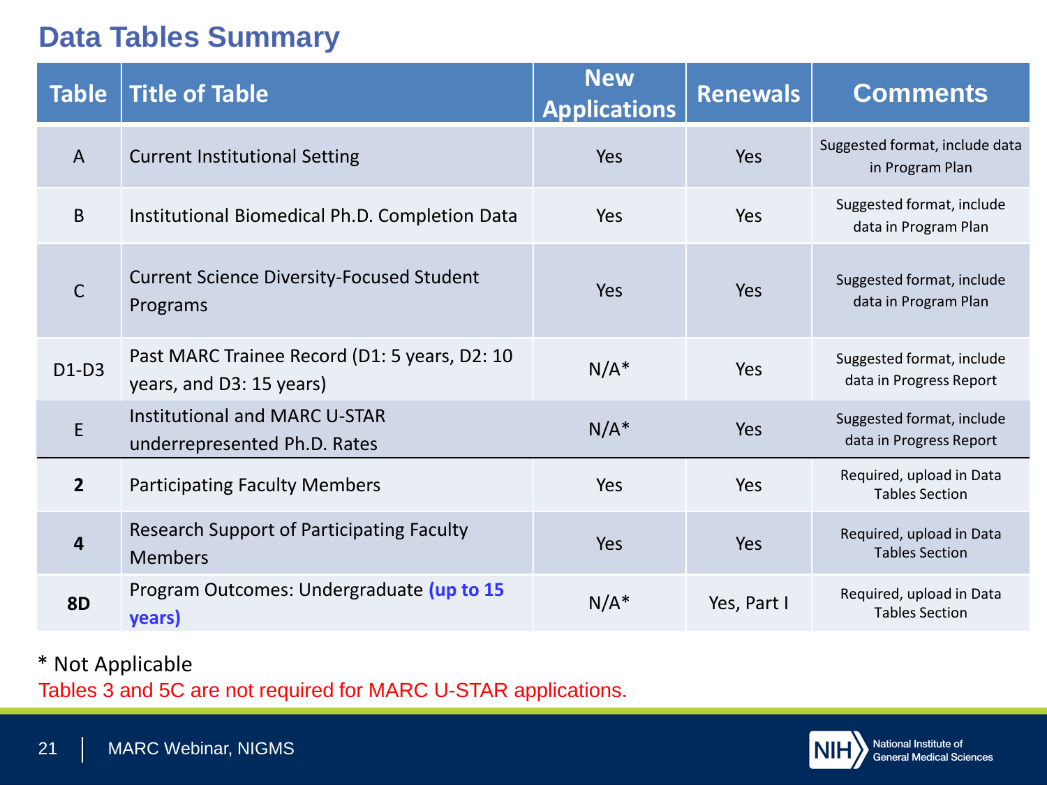# Data Tables Summary

| Table | Title of Table | New Applications | Renewals | Comments |
|---|---|---|---|---|
| A | Current Institutional Setting | Yes | Yes | Suggested format, include data in Program Plan |
| B | Institutional Biomedical Ph.D. Completion Data | Yes | Yes | Suggested format, include data in Program Plan |
| C | Current Science Diversity-Focused Student Programs | Yes | Yes | Suggested format, include data in Program Plan |
| D1-D3 | Past MARC Trainee Record (D1: 5 years, D2: 10 years, and D3: 15 years) | N/A* | Yes | Suggested format, include data in Progress Report |
| E | Institutional and MARC U-STAR underrepresented Ph.D. Rates | N/A* | Yes | Suggested format, include data in Progress Report |
| **2** | Participating Faculty Members | Yes | Yes | Required, upload in Data Tables Section |
| **4** | Research Support of Participating Faculty Members | Yes | Yes | Required, upload in Data Tables Section |
| **8D** | Program Outcomes: Undergraduate **(up to 15 years)** | N/A* | Yes, Part I | Required, upload in Data Tables Section |

* Not Applicable

Tables 3 and 5C are not required for MARC U-STAR applications.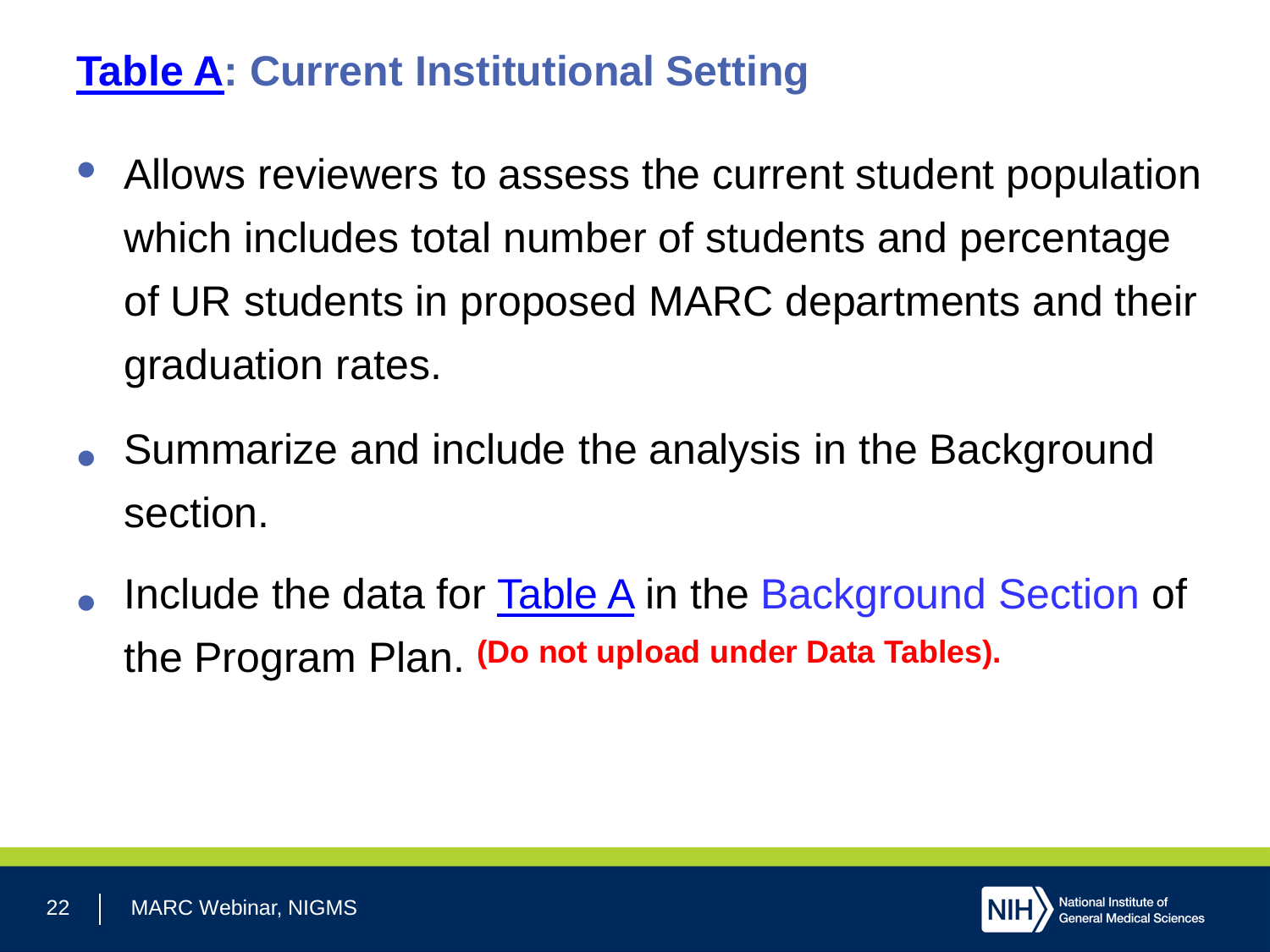# Table A: Current Institutional Setting

- Allows reviewers to assess the current student population which includes total number of students and percentage of UR students in proposed MARC departments and their graduation rates.
- Summarize and include the analysis in the Background section.
- Include the data for Table A in the Background Section of the Program Plan. **(Do not upload under Data Tables).**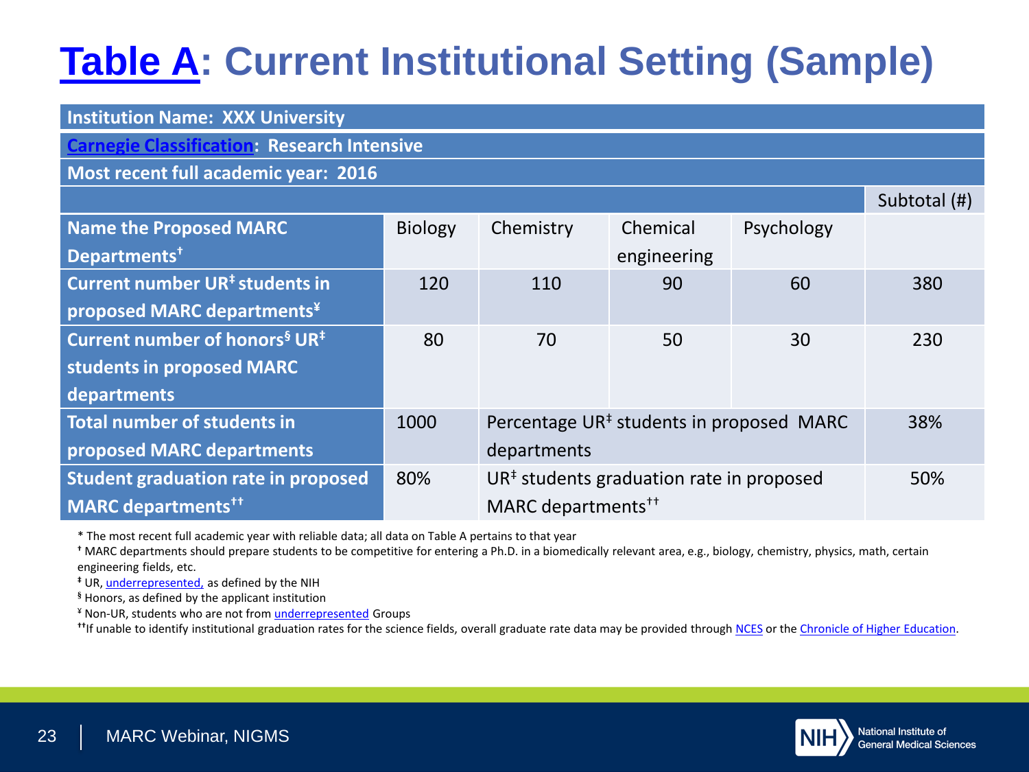# Table A: Current Institutional Setting (Sample)

| Institution Name: XXX University | | | | | |
|---|---|---|---|---|---|
| Carnegie Classification: Research Intensive | | | | | |
| Most recent full academic year: 2016 | | | | | |
| | | | | | Subtotal (#) |
| Name the Proposed MARC Departments† | Biology | Chemistry | Chemical engineering | Psychology | |
| Current number UR‡ students in proposed MARC departments¥ | 120 | 110 | 90 | 60 | 380 |
| Current number of honors§ UR‡ students in proposed MARC departments | 80 | 70 | 50 | 30 | 230 |
| Total number of students in proposed MARC departments | 1000 | Percentage UR‡ students in proposed MARC departments | | | 38% |
| Student graduation rate in proposed MARC departments†† | 80% | UR‡ students graduation rate in proposed MARC departments†† | | | 50% |

\* The most recent full academic year with reliable data; all data on Table A pertains to that year

† MARC departments should prepare students to be competitive for entering a Ph.D. in a biomedically relevant area, e.g., biology, chemistry, physics, math, certain engineering fields, etc.

‡ UR, underrepresented, as defined by the NIH

§ Honors, as defined by the applicant institution

¥ Non-UR, students who are not from underrepresented Groups

††If unable to identify institutional graduation rates for the science fields, overall graduate rate data may be provided through NCES or the Chronicle of Higher Education.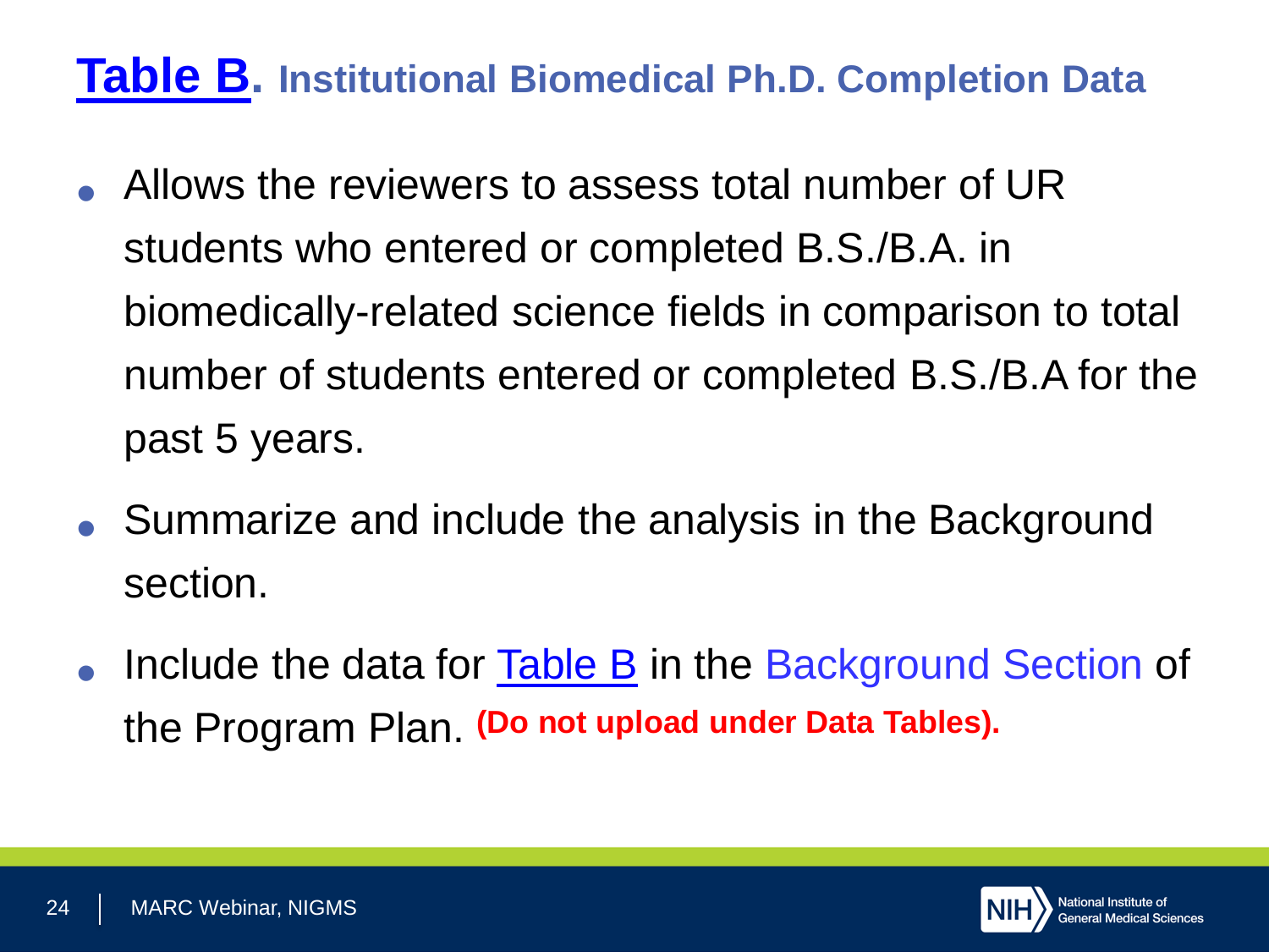## Table B. Institutional Biomedical Ph.D. Completion Data

- Allows the reviewers to assess total number of UR students who entered or completed B.S./B.A. in biomedically-related science fields in comparison to total number of students entered or completed B.S./B.A for the past 5 years.
- Summarize and include the analysis in the Background section.
- Include the data for Table B in the Background Section of the Program Plan. **(Do not upload under Data Tables).**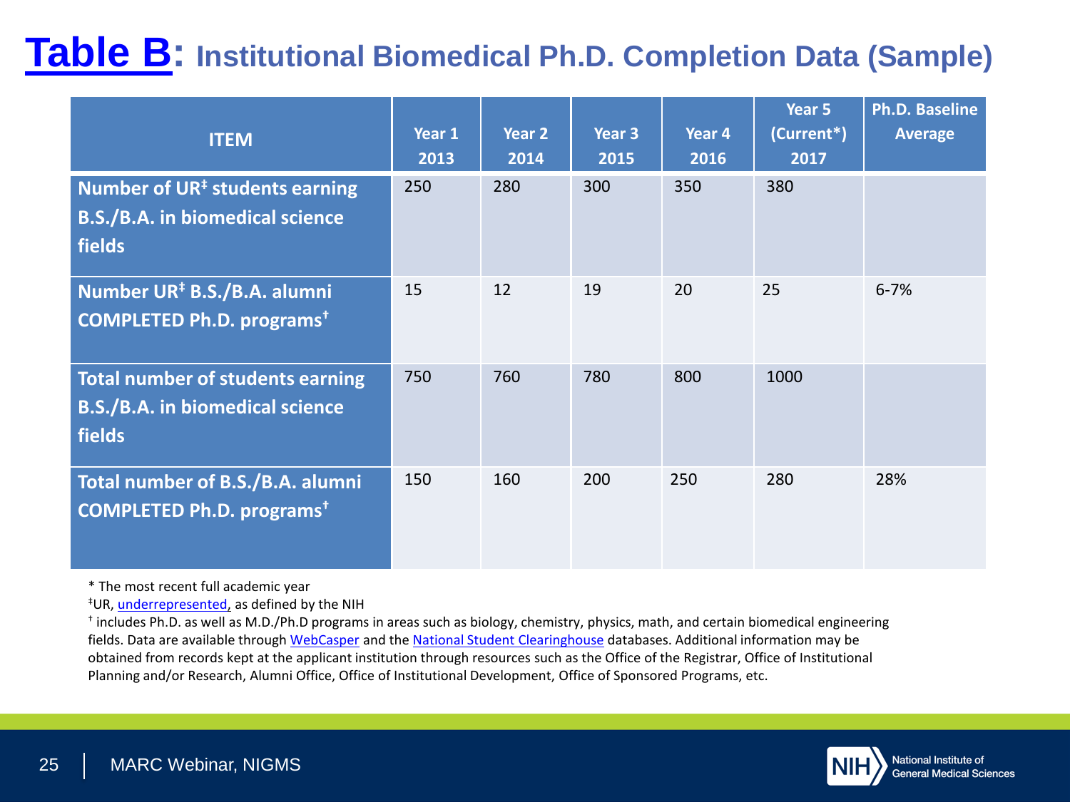# Table B: Institutional Biomedical Ph.D. Completion Data (Sample)

| ITEM | Year 1 2013 | Year 2 2014 | Year 3 2015 | Year 4 2016 | Year 5 (Current*) 2017 | Ph.D. Baseline Average |
|---|---|---|---|---|---|---|
| Number of UR‡ students earning B.S./B.A. in biomedical science fields | 250 | 280 | 300 | 350 | 380 | |
| Number UR‡ B.S./B.A. alumni COMPLETED Ph.D. programs† | 15 | 12 | 19 | 20 | 25 | 6-7% |
| Total number of students earning B.S./B.A. in biomedical science fields | 750 | 760 | 780 | 800 | 1000 | |
| Total number of B.S./B.A. alumni COMPLETED Ph.D. programs† | 150 | 160 | 200 | 250 | 280 | 28% |

* The most recent full academic year

‡UR, underrepresented, as defined by the NIH

† includes Ph.D. as well as M.D./Ph.D programs in areas such as biology, chemistry, physics, math, and certain biomedical engineering fields. Data are available through WebCasper and the National Student Clearinghouse databases. Additional information may be obtained from records kept at the applicant institution through resources such as the Office of the Registrar, Office of Institutional Planning and/or Research, Alumni Office, Office of Institutional Development, Office of Sponsored Programs, etc.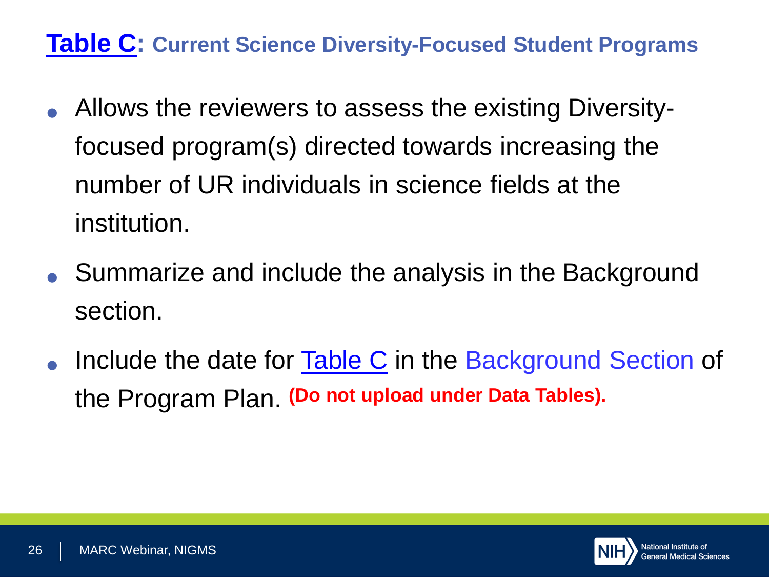## Table C: Current Science Diversity-Focused Student Programs

- Allows the reviewers to assess the existing Diversity-focused program(s) directed towards increasing the number of UR individuals in science fields at the institution.
- Summarize and include the analysis in the Background section.
- Include the date for Table C in the Background Section of the Program Plan. **(Do not upload under Data Tables).**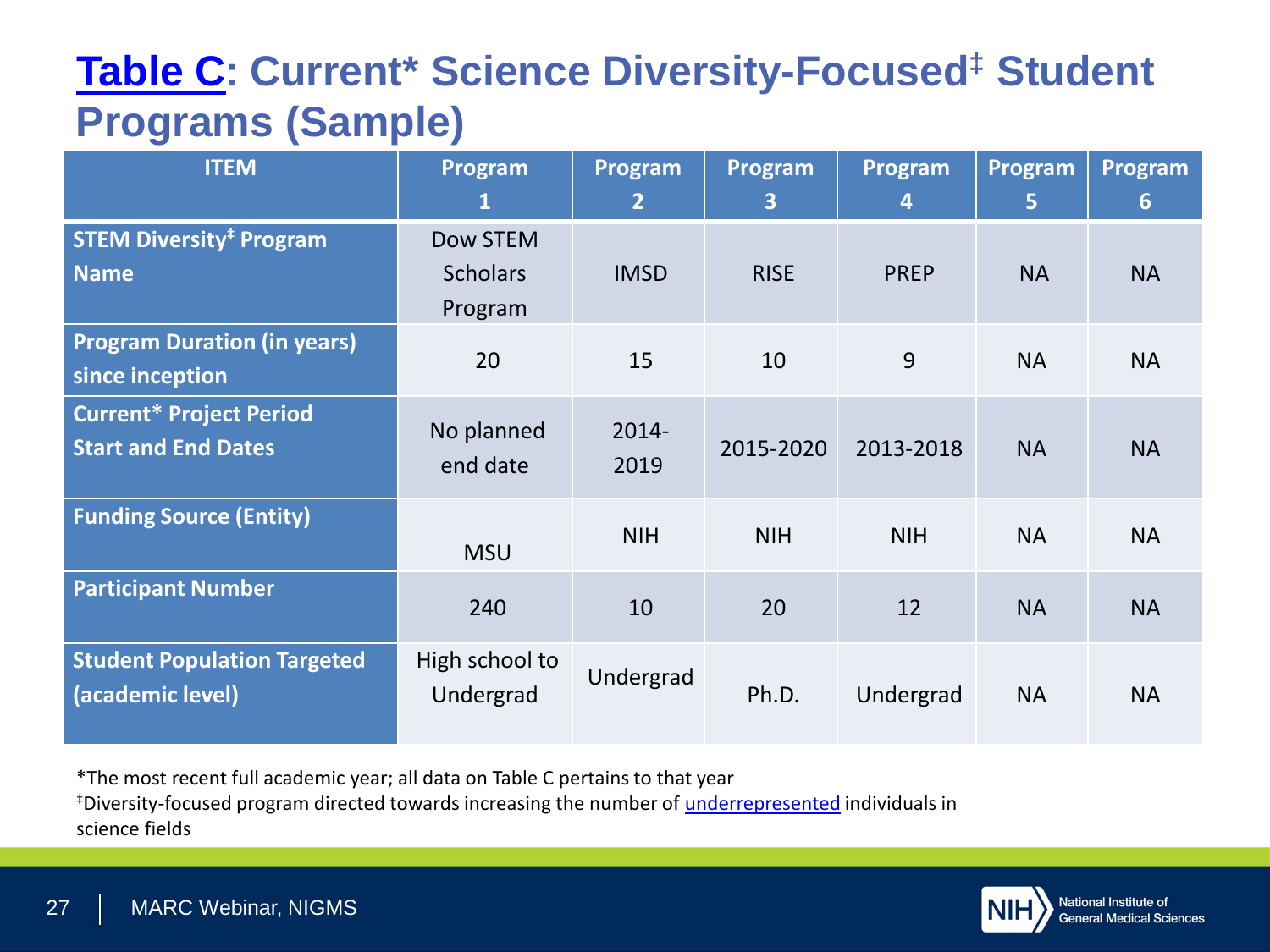# Table C: Current* Science Diversity-Focused‡ Student Programs (Sample)

| ITEM | Program 1 | Program 2 | Program 3 | Program 4 | Program 5 | Program 6 |
|---|---|---|---|---|---|---|
| STEM Diversity‡ Program Name | Dow STEM Scholars Program | IMSD | RISE | PREP | NA | NA |
| Program Duration (in years) since inception | 20 | 15 | 10 | 9 | NA | NA |
| Current* Project Period Start and End Dates | No planned end date | 2014-2019 | 2015-2020 | 2013-2018 | NA | NA |
| Funding Source (Entity) | MSU | NIH | NIH | NIH | NA | NA |
| Participant Number | 240 | 10 | 20 | 12 | NA | NA |
| Student Population Targeted (academic level) | High school to Undergrad | Undergrad | Ph.D. | Undergrad | NA | NA |

*The most recent full academic year; all data on Table C pertains to that year

‡Diversity-focused program directed towards increasing the number of underrepresented individuals in science fields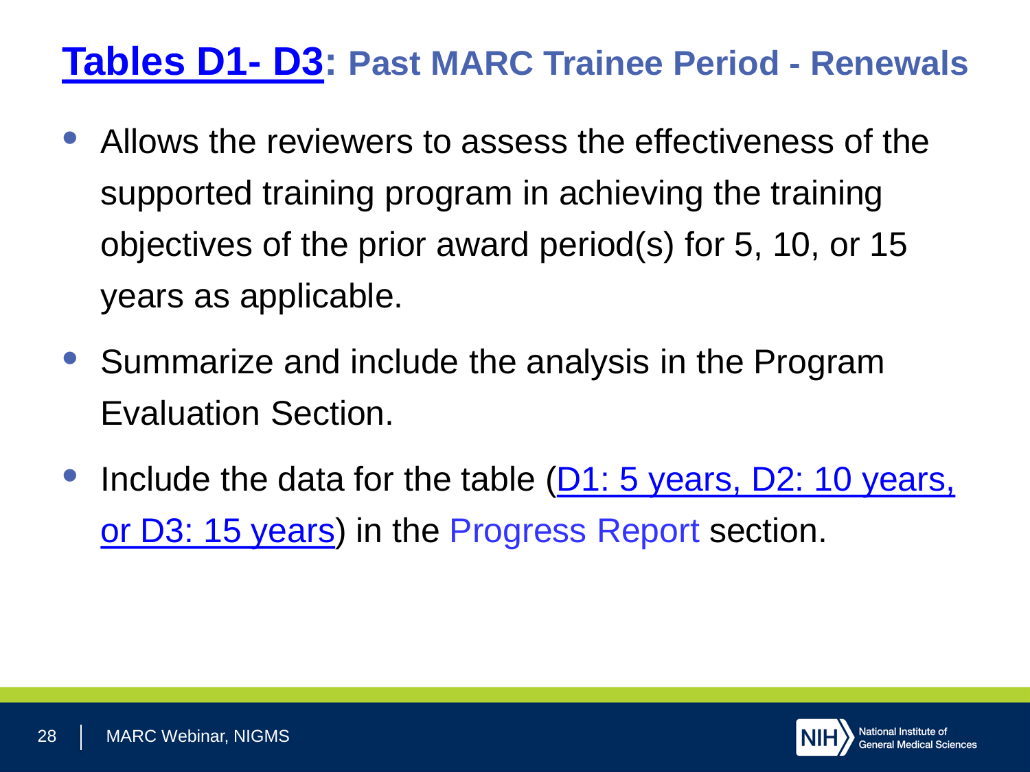# Tables D1- D3: Past MARC Trainee Period - Renewals

- Allows the reviewers to assess the effectiveness of the supported training program in achieving the training objectives of the prior award period(s) for 5, 10, or 15 years as applicable.
- Summarize and include the analysis in the Program Evaluation Section.
- Include the data for the table (D1: 5 years, D2: 10 years, or D3: 15 years) in the Progress Report section.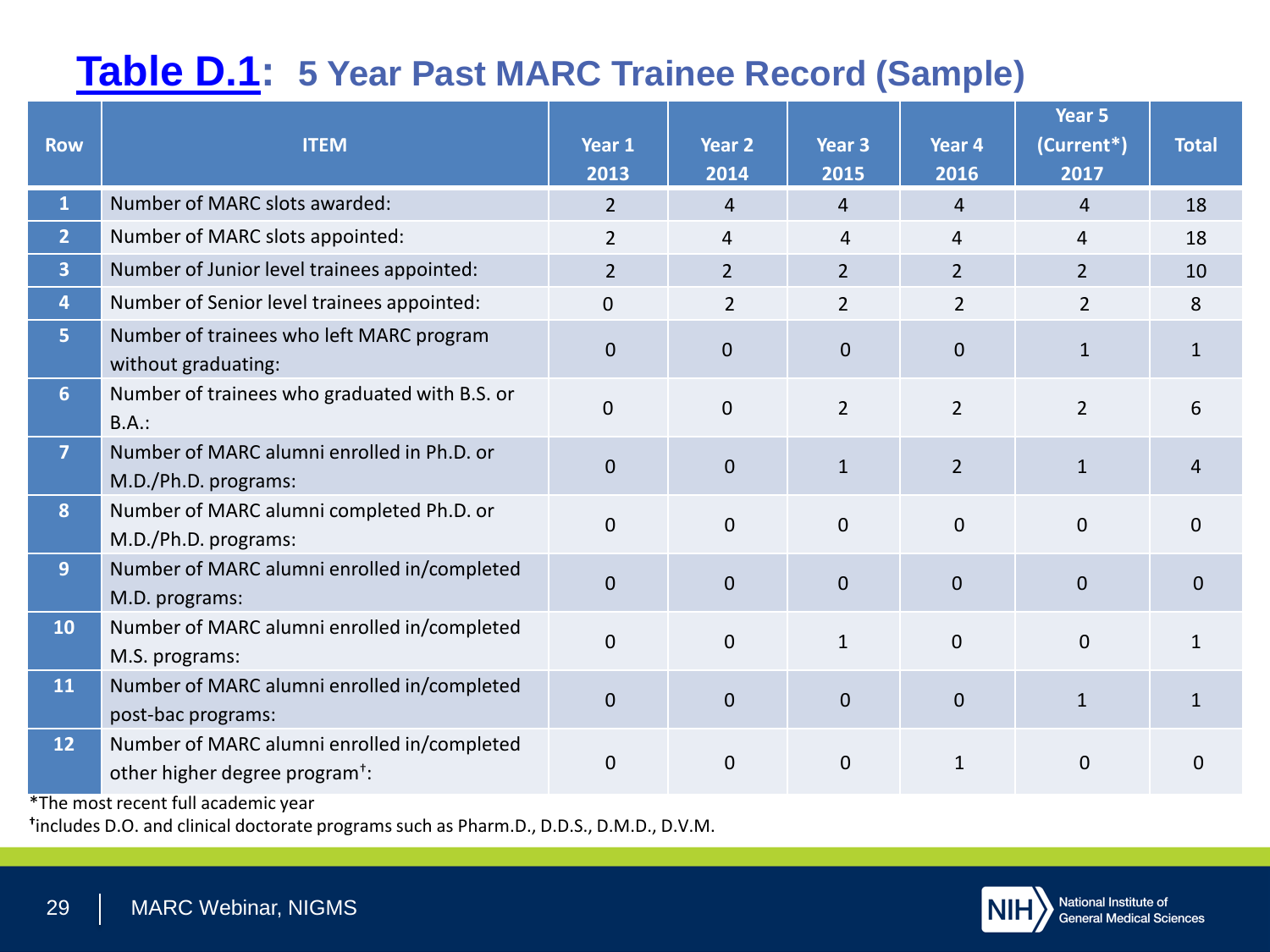## Table D.1: 5 Year Past MARC Trainee Record (Sample)

| Row | ITEM | Year 1 2013 | Year 2 2014 | Year 3 2015 | Year 4 2016 | Year 5 (Current*) 2017 | Total |
|---|---|---|---|---|---|---|---|
| 1 | Number of MARC slots awarded: | 2 | 4 | 4 | 4 | 4 | 18 |
| 2 | Number of MARC slots appointed: | 2 | 4 | 4 | 4 | 4 | 18 |
| 3 | Number of Junior level trainees appointed: | 2 | 2 | 2 | 2 | 2 | 10 |
| 4 | Number of Senior level trainees appointed: | 0 | 2 | 2 | 2 | 2 | 8 |
| 5 | Number of trainees who left MARC program without graduating: | 0 | 0 | 0 | 0 | 1 | 1 |
| 6 | Number of trainees who graduated with B.S. or B.A.: | 0 | 0 | 2 | 2 | 2 | 6 |
| 7 | Number of MARC alumni enrolled in Ph.D. or M.D./Ph.D. programs: | 0 | 0 | 1 | 2 | 1 | 4 |
| 8 | Number of MARC alumni completed Ph.D. or M.D./Ph.D. programs: | 0 | 0 | 0 | 0 | 0 | 0 |
| 9 | Number of MARC alumni enrolled in/completed M.D. programs: | 0 | 0 | 0 | 0 | 0 | 0 |
| 10 | Number of MARC alumni enrolled in/completed M.S. programs: | 0 | 0 | 1 | 0 | 0 | 1 |
| 11 | Number of MARC alumni enrolled in/completed post-bac programs: | 0 | 0 | 0 | 0 | 1 | 1 |
| 12 | Number of MARC alumni enrolled in/completed other higher degree program†: | 0 | 0 | 0 | 1 | 0 | 0 |

*The most recent full academic year

†includes D.O. and clinical doctorate programs such as Pharm.D., D.D.S., D.M.D., D.V.M.

MARC Webinar, NIGMS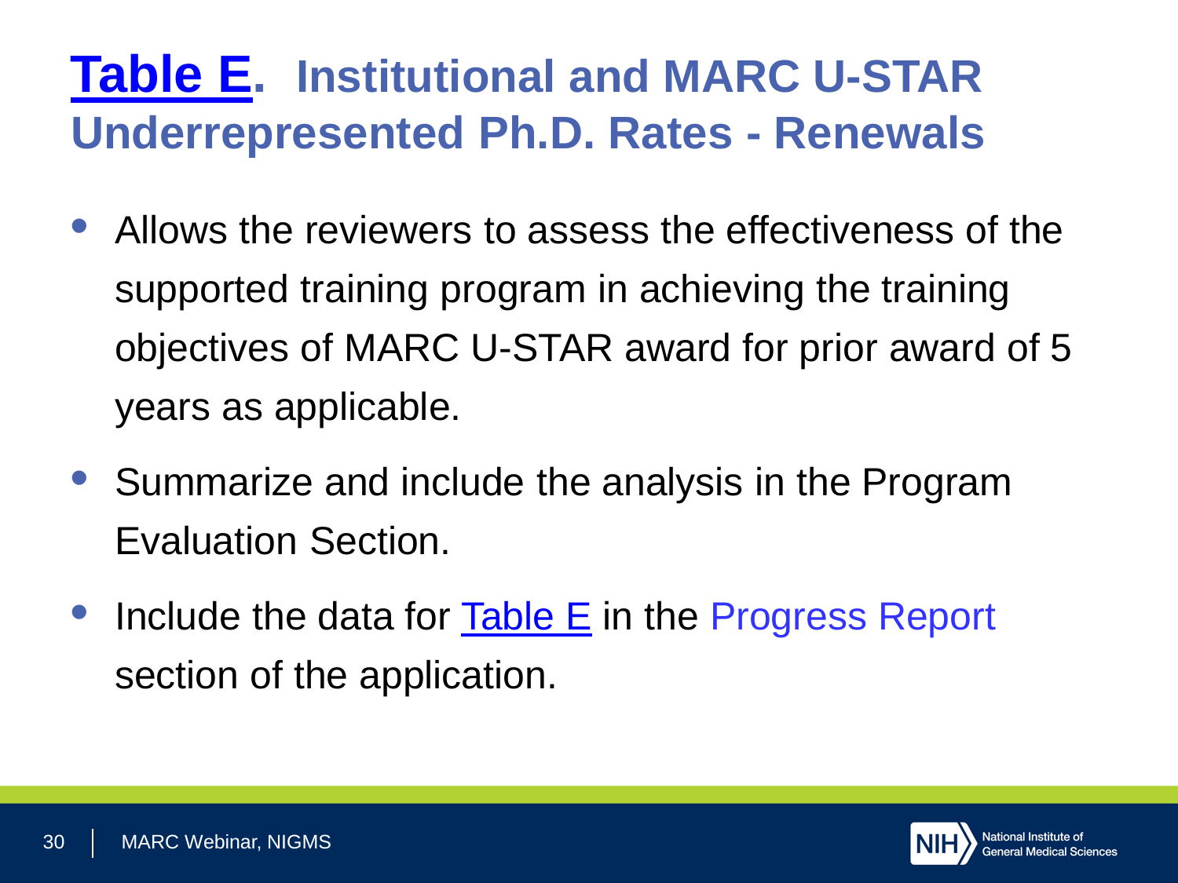# Table E. Institutional and MARC U-STAR Underrepresented Ph.D. Rates - Renewals

- Allows the reviewers to assess the effectiveness of the supported training program in achieving the training objectives of MARC U-STAR award for prior award of 5 years as applicable.
- Summarize and include the analysis in the Program Evaluation Section.
- Include the data for Table E in the Progress Report section of the application.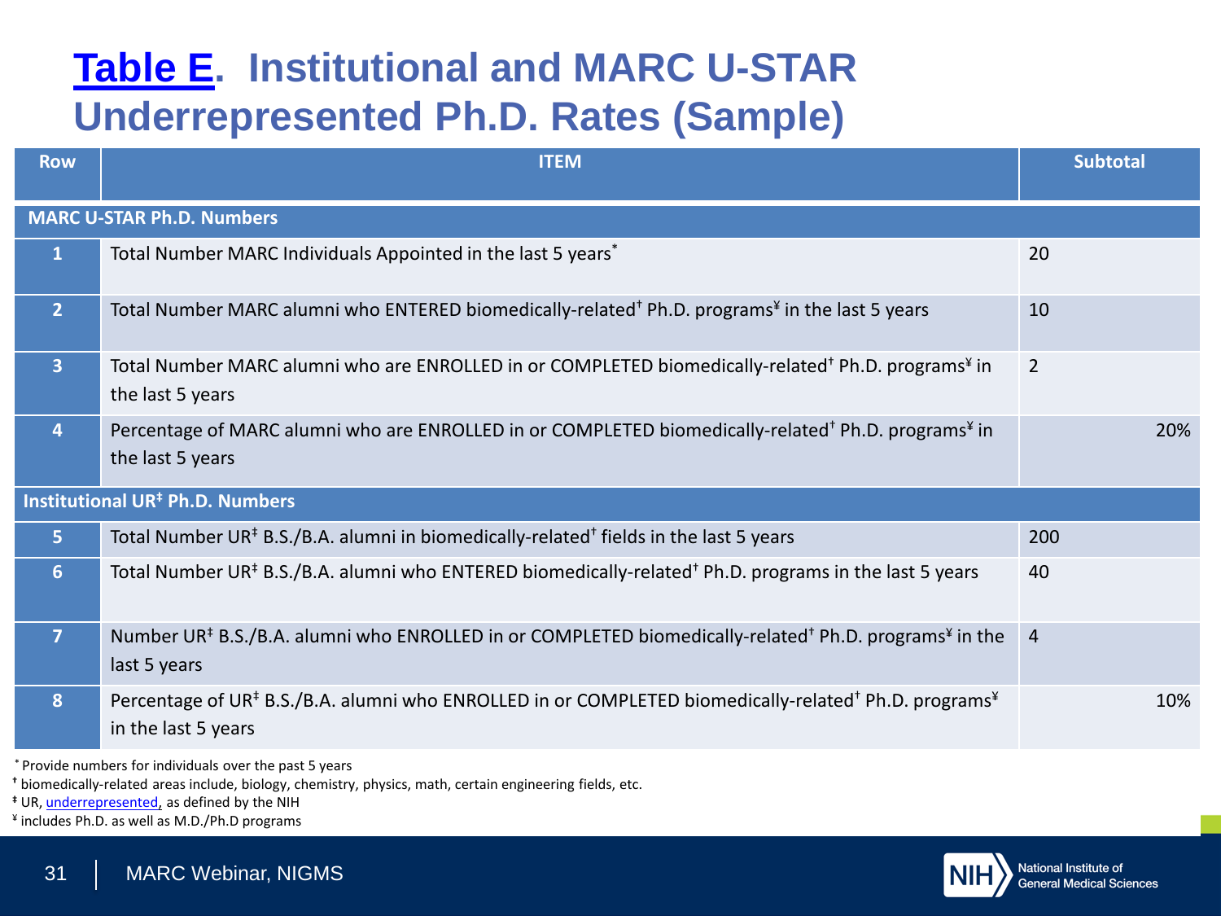# Table E. Institutional and MARC U-STAR Underrepresented Ph.D. Rates (Sample)

| Row | ITEM | Subtotal |
|---|---|---|
| **MARC U-STAR Ph.D. Numbers** | | |
| 1 | Total Number MARC Individuals Appointed in the last 5 years* | 20 |
| 2 | Total Number MARC alumni who ENTERED biomedically-related† Ph.D. programs¥ in the last 5 years | 10 |
| 3 | Total Number MARC alumni who are ENROLLED in or COMPLETED biomedically-related† Ph.D. programs¥ in the last 5 years | 2 |
| 4 | Percentage of MARC alumni who are ENROLLED in or COMPLETED biomedically-related† Ph.D. programs¥ in the last 5 years | 20% |
| **Institutional UR‡ Ph.D. Numbers** | | |
| 5 | Total Number UR‡ B.S./B.A. alumni in biomedically-related† fields in the last 5 years | 200 |
| 6 | Total Number UR‡ B.S./B.A. alumni who ENTERED biomedically-related† Ph.D. programs in the last 5 years | 40 |
| 7 | Number UR‡ B.S./B.A. alumni who ENROLLED in or COMPLETED biomedically-related† Ph.D. programs¥ in the last 5 years | 4 |
| 8 | Percentage of UR‡ B.S./B.A. alumni who ENROLLED in or COMPLETED biomedically-related† Ph.D. programs¥ in the last 5 years | 10% |

\* Provide numbers for individuals over the past 5 years

† biomedically-related areas include, biology, chemistry, physics, math, certain engineering fields, etc.

‡ UR, underrepresented, as defined by the NIH

¥ includes Ph.D. as well as M.D./Ph.D programs

MARC Webinar, NIGMS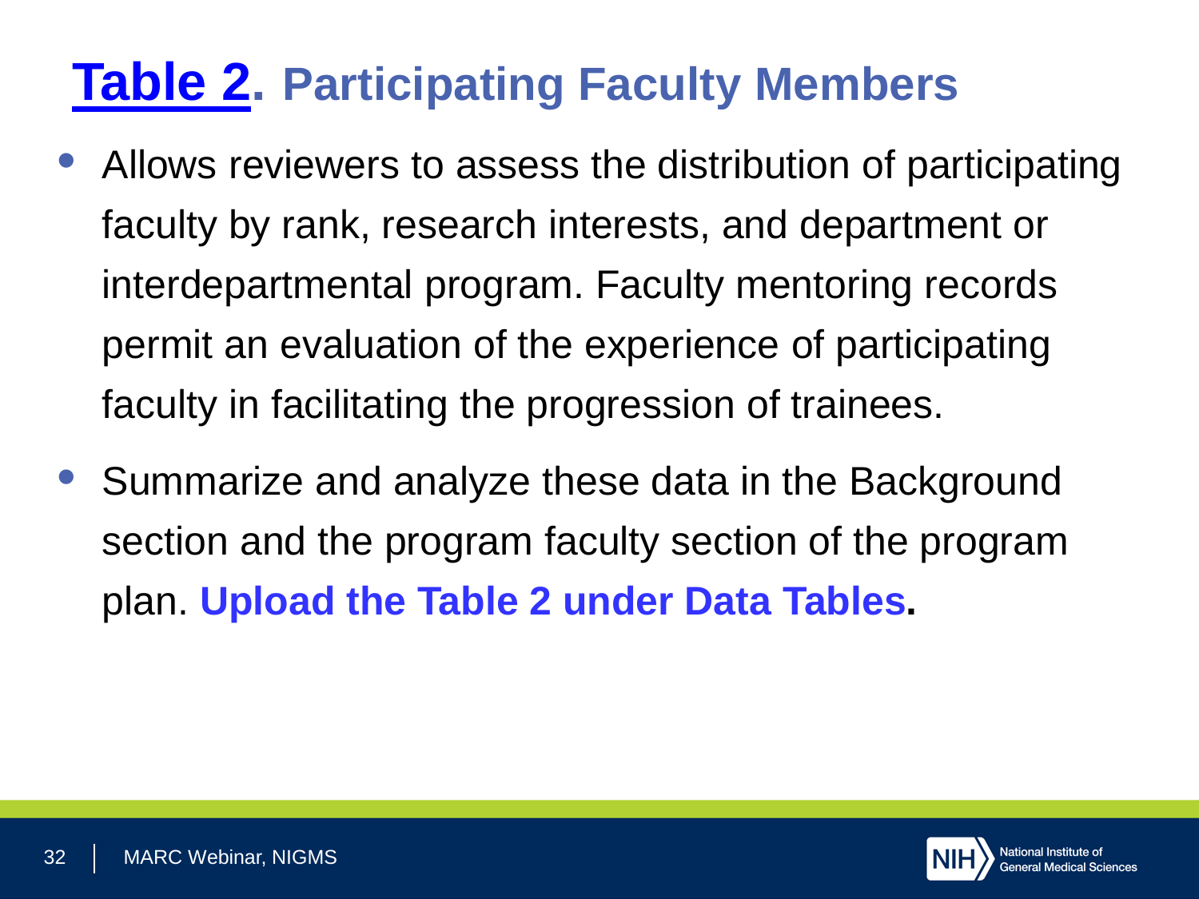# Table 2. Participating Faculty Members

- Allows reviewers to assess the distribution of participating faculty by rank, research interests, and department or interdepartmental program. Faculty mentoring records permit an evaluation of the experience of participating faculty in facilitating the progression of trainees.
- Summarize and analyze these data in the Background section and the program faculty section of the program plan. **Upload the Table 2 under Data Tables.**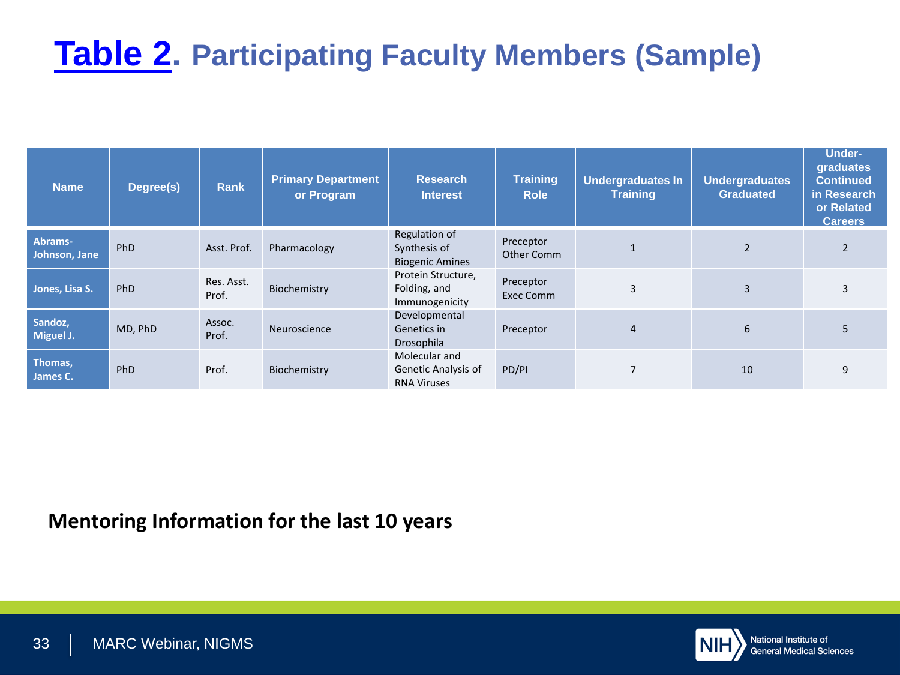# Table 2. Participating Faculty Members (Sample)

| Name | Degree(s) | Rank | Primary Department or Program | Research Interest | Training Role | Undergraduates In Training | Undergraduates Graduated | Under-graduates Continued in Research or Related Careers |
|---|---|---|---|---|---|---|---|---|
| Abrams-Johnson, Jane | PhD | Asst. Prof. | Pharmacology | Regulation of Synthesis of Biogenic Amines | Preceptor Other Comm | 1 | 2 | 2 |
| Jones, Lisa S. | PhD | Res. Asst. Prof. | Biochemistry | Protein Structure, Folding, and Immunogenicity | Preceptor Exec Comm | 3 | 3 | 3 |
| Sandoz, Miguel J. | MD, PhD | Assoc. Prof. | Neuroscience | Developmental Genetics in Drosophila | Preceptor | 4 | 6 | 5 |
| Thomas, James C. | PhD | Prof. | Biochemistry | Molecular and Genetic Analysis of RNA Viruses | PD/PI | 7 | 10 | 9 |

**Mentoring Information for the last 10 years**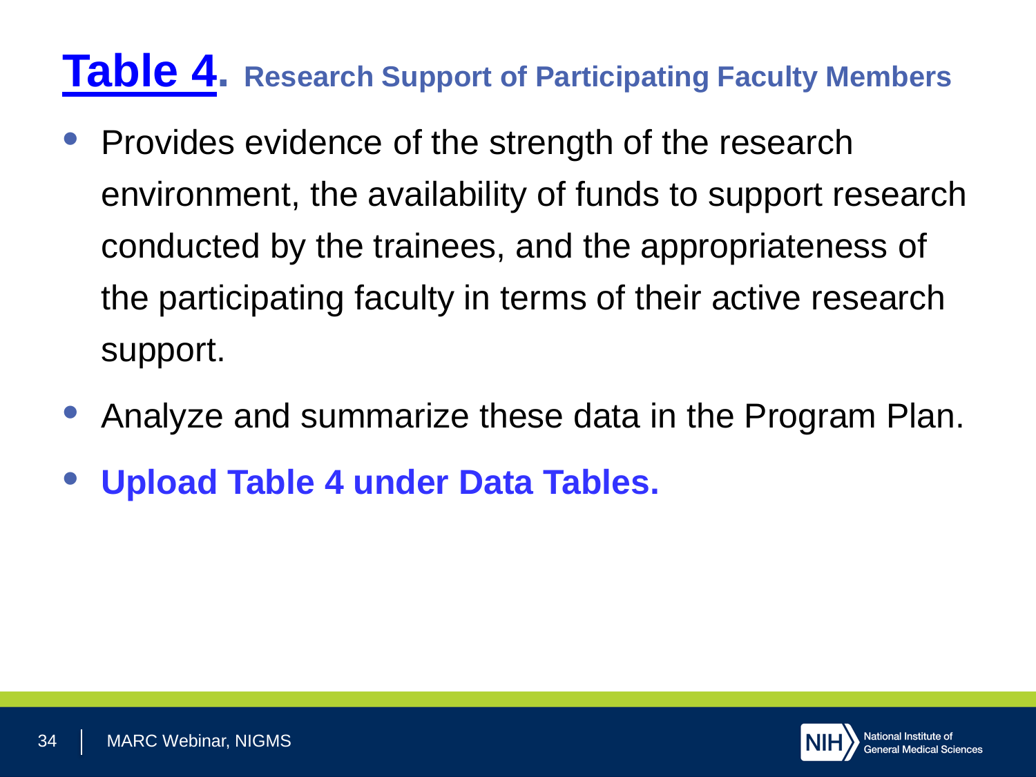# Table 4. Research Support of Participating Faculty Members

- Provides evidence of the strength of the research environment, the availability of funds to support research conducted by the trainees, and the appropriateness of the participating faculty in terms of their active research support.
- Analyze and summarize these data in the Program Plan.
- **Upload Table 4 under Data Tables.**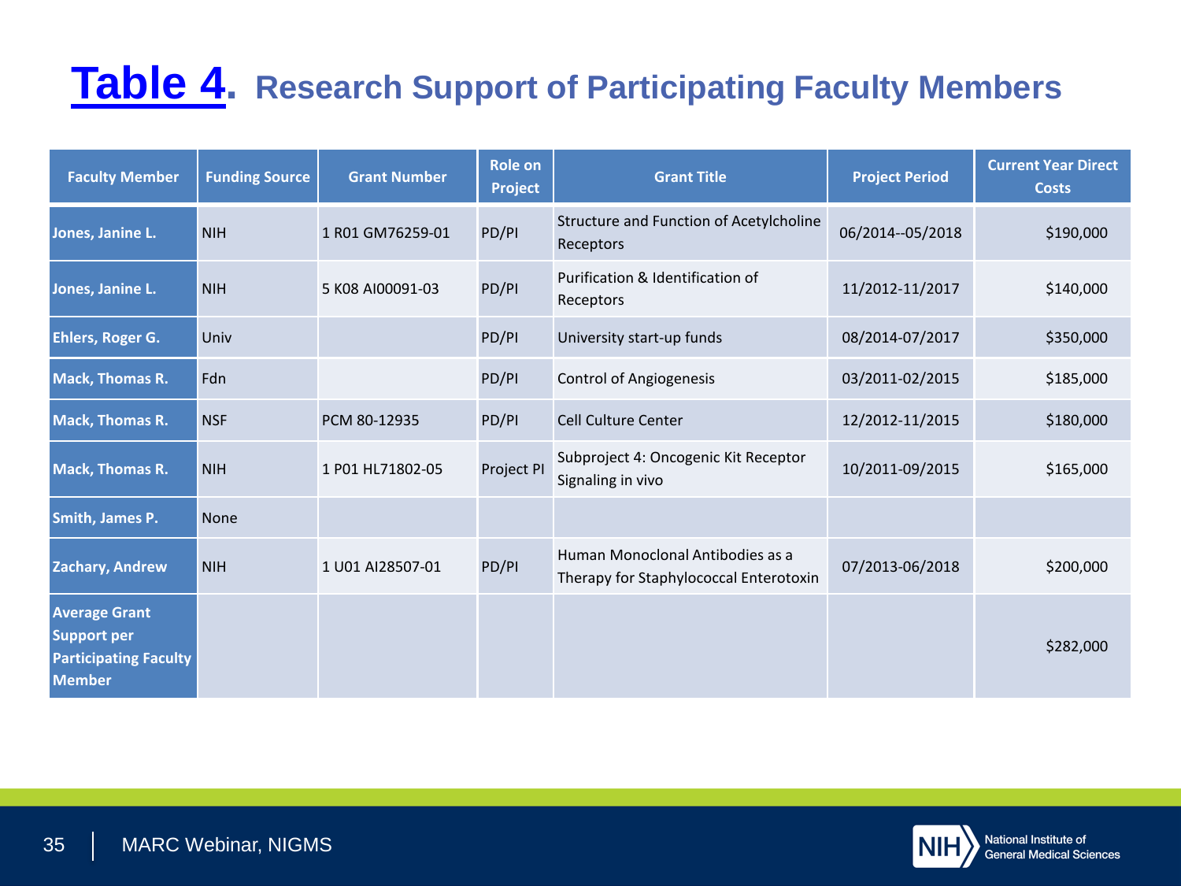# Table 4. Research Support of Participating Faculty Members

| Faculty Member | Funding Source | Grant Number | Role on Project | Grant Title | Project Period | Current Year Direct Costs |
|---|---|---|---|---|---|---|
| Jones, Janine L. | NIH | 1 R01 GM76259-01 | PD/PI | Structure and Function of Acetylcholine Receptors | 06/2014--05/2018 | $190,000 |
| Jones, Janine L. | NIH | 5 K08 AI00091-03 | PD/PI | Purification & Identification of Receptors | 11/2012-11/2017 | $140,000 |
| Ehlers, Roger G. | Univ | | PD/PI | University start-up funds | 08/2014-07/2017 | $350,000 |
| Mack, Thomas R. | Fdn | | PD/PI | Control of Angiogenesis | 03/2011-02/2015 | $185,000 |
| Mack, Thomas R. | NSF | PCM 80-12935 | PD/PI | Cell Culture Center | 12/2012-11/2015 | $180,000 |
| Mack, Thomas R. | NIH | 1 P01 HL71802-05 | Project PI | Subproject 4: Oncogenic Kit Receptor Signaling in vivo | 10/2011-09/2015 | $165,000 |
| Smith, James P. | None | | | | | |
| Zachary, Andrew | NIH | 1 U01 AI28507-01 | PD/PI | Human Monoclonal Antibodies as a Therapy for Staphylococcal Enterotoxin | 07/2013-06/2018 | $200,000 |
| Average Grant Support per Participating Faculty Member | | | | | | $282,000 |

MARC Webinar, NIGMS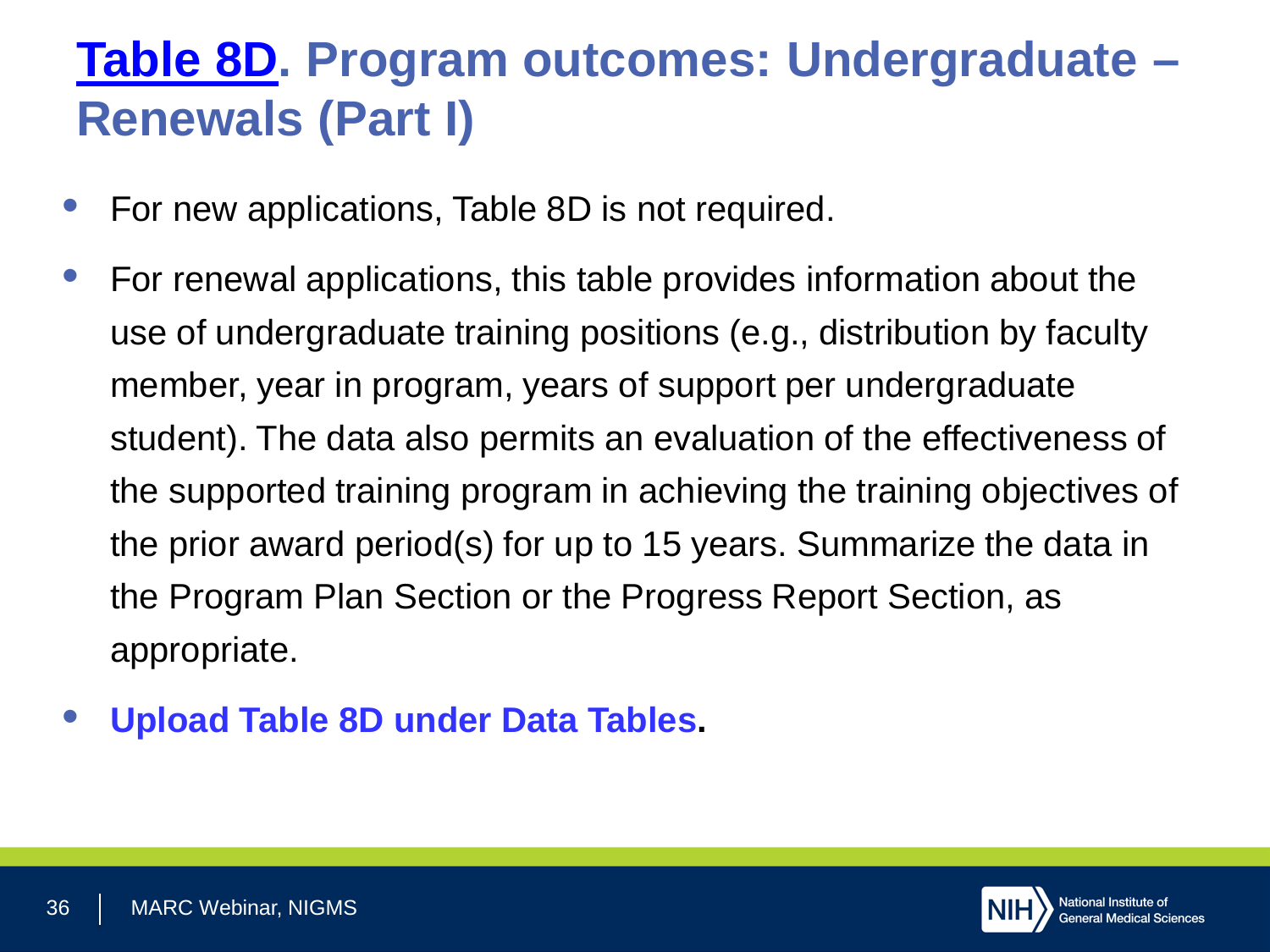# Table 8D. Program outcomes: Undergraduate – Renewals (Part I)

- For new applications, Table 8D is not required.
- For renewal applications, this table provides information about the use of undergraduate training positions (e.g., distribution by faculty member, year in program, years of support per undergraduate student). The data also permits an evaluation of the effectiveness of the supported training program in achieving the training objectives of the prior award period(s) for up to 15 years. Summarize the data in the Program Plan Section or the Progress Report Section, as appropriate.
- **Upload Table 8D under Data Tables.**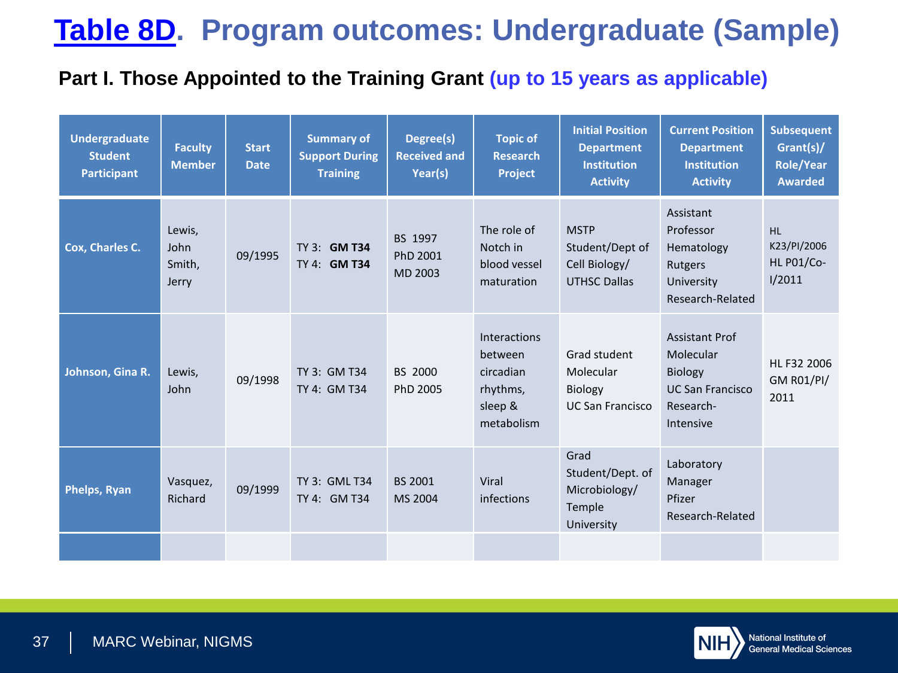# Table 8D. Program outcomes: Undergraduate (Sample)

## Part I. Those Appointed to the Training Grant (up to 15 years as applicable)

| Undergraduate Student Participant | Faculty Member | Start Date | Summary of Support During Training | Degree(s) Received and Year(s) | Topic of Research Project | Initial Position Department Institution Activity | Current Position Department Institution Activity | Subsequent Grant(s)/ Role/Year Awarded |
|---|---|---|---|---|---|---|---|---|
| **Cox, Charles C.** | Lewis, John Smith, Jerry | 09/1995 | TY 3: **GM T34** TY 4: **GM T34** | BS 1997 PhD 2001 MD 2003 | The role of Notch in blood vessel maturation | MSTP Student/Dept of Cell Biology/ UTHSC Dallas | Assistant Professor Hematology Rutgers University Research-Related | HL K23/PI/2006 HL P01/Co-I/2011 |
| **Johnson, Gina R.** | Lewis, John | 09/1998 | TY 3: GM T34 TY 4: GM T34 | BS 2000 PhD 2005 | Interactions between circadian rhythms, sleep & metabolism | Grad student Molecular Biology UC San Francisco | Assistant Prof Molecular Biology UC San Francisco Research-Intensive | HL F32 2006 GM R01/PI/ 2011 |
| **Phelps, Ryan** | Vasquez, Richard | 09/1999 | TY 3: GML T34 TY 4: GM T34 | BS 2001 MS 2004 | Viral infections | Grad Student/Dept. of Microbiology/ Temple University | Laboratory Manager Pfizer Research-Related | |
| | | | | | | | | |

MARC Webinar, NIGMS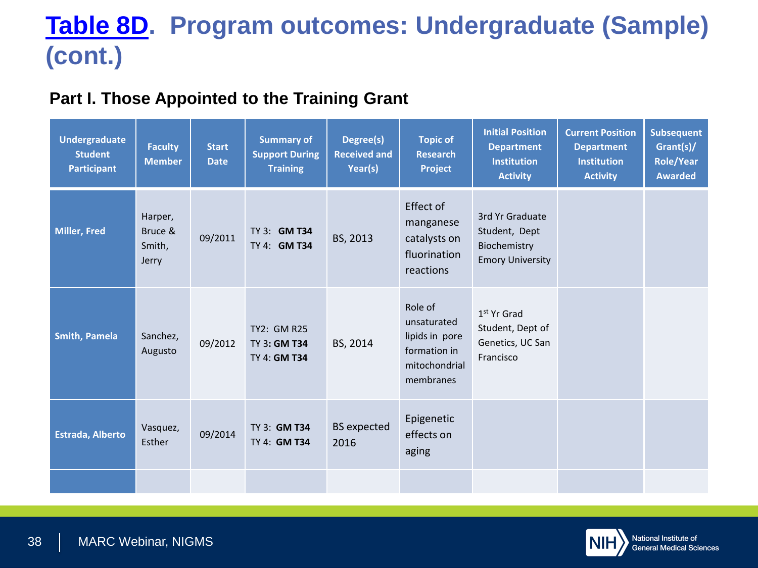# Table 8D. Program outcomes: Undergraduate (Sample) (cont.)

## Part I. Those Appointed to the Training Grant

| Undergraduate Student Participant | Faculty Member | Start Date | Summary of Support During Training | Degree(s) Received and Year(s) | Topic of Research Project | Initial Position Department Institution Activity | Current Position Department Institution Activity | Subsequent Grant(s)/ Role/Year Awarded |
|---|---|---|---|---|---|---|---|---|
| **Miller, Fred** | Harper, Bruce & Smith, Jerry | 09/2011 | TY 3: **GM T34**<br>TY 4: **GM T34** | BS, 2013 | Effect of manganese catalysts on fluorination reactions | 3rd Yr Graduate Student, Dept Biochemistry Emory University | | |
| **Smith, Pamela** | Sanchez, Augusto | 09/2012 | TY2: GM R25<br>TY 3: **GM T34**<br>TY 4: **GM T34** | BS, 2014 | Role of unsaturated lipids in pore formation in mitochondrial membranes | 1st Yr Grad Student, Dept of Genetics, UC San Francisco | | |
| **Estrada, Alberto** | Vasquez, Esther | 09/2014 | TY 3: **GM T34**<br>TY 4: **GM T34** | BS expected 2016 | Epigenetic effects on aging | | | |
| | | | | | | | | |

MARC Webinar, NIGMS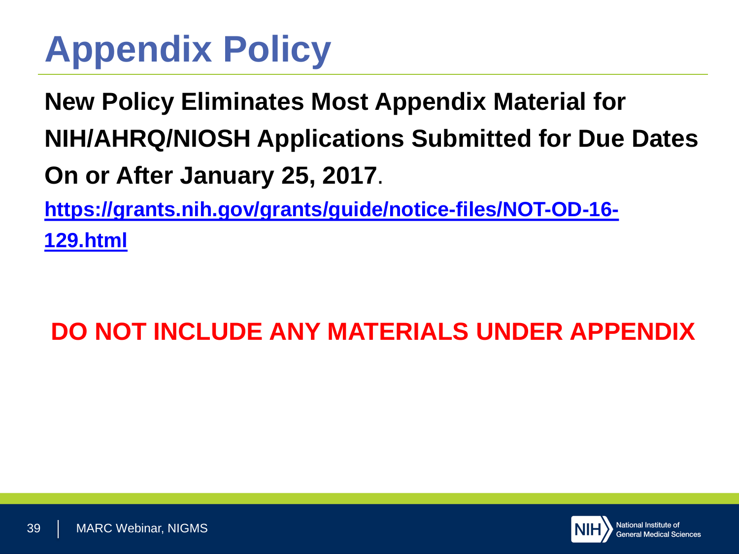# Appendix Policy

**New Policy Eliminates Most Appendix Material for NIH/AHRQ/NIOSH Applications Submitted for Due Dates On or After January 25, 2017**.

[https://grants.nih.gov/grants/guide/notice-files/NOT-OD-16-129.html](https://grants.nih.gov/grants/guide/notice-files/NOT-OD-16-129.html)

**DO NOT INCLUDE ANY MATERIALS UNDER APPENDIX**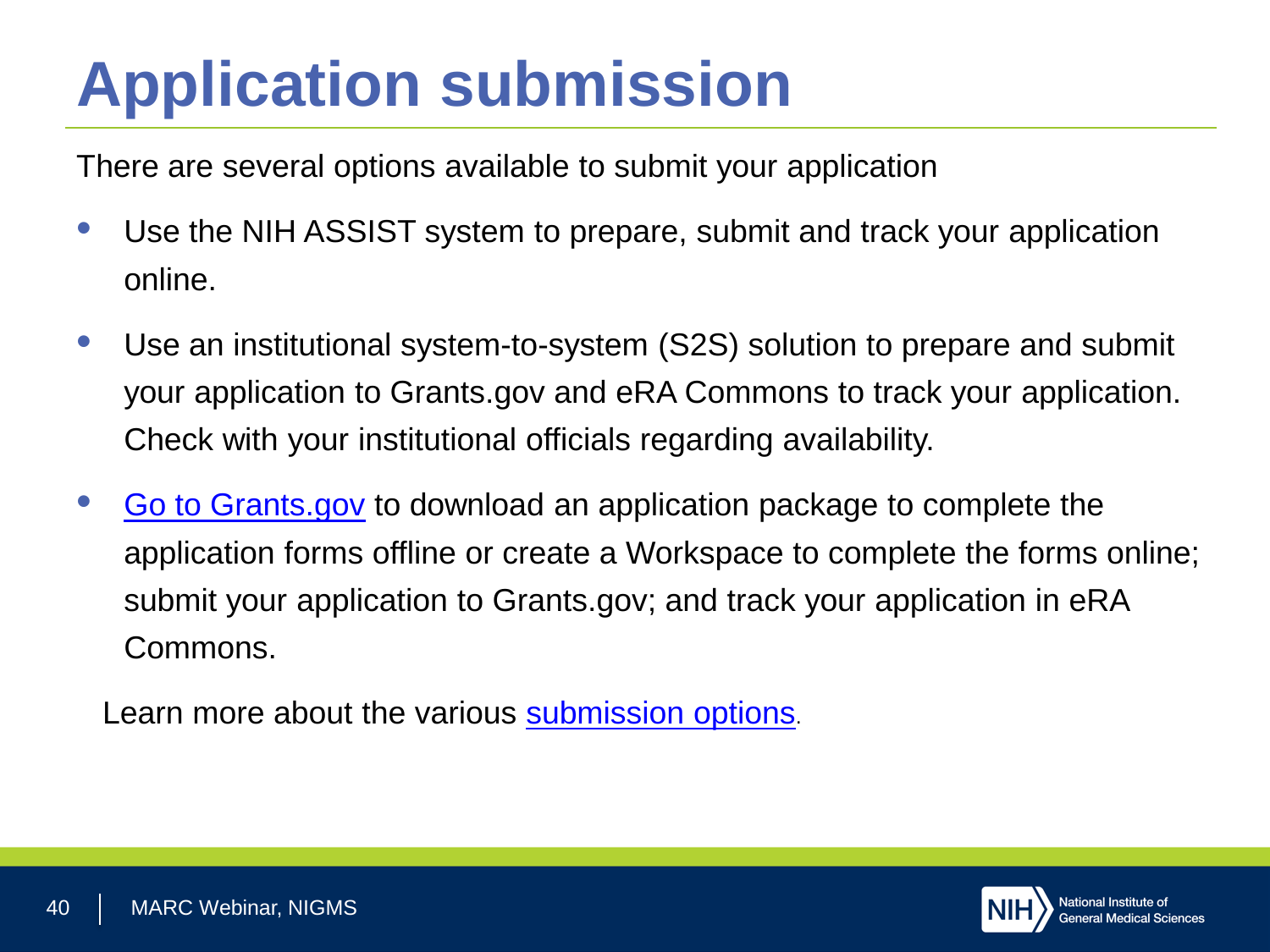# Application submission

There are several options available to submit your application

- Use the NIH ASSIST system to prepare, submit and track your application online.
- Use an institutional system-to-system (S2S) solution to prepare and submit your application to Grants.gov and eRA Commons to track your application. Check with your institutional officials regarding availability.
- Go to Grants.gov to download an application package to complete the application forms offline or create a Workspace to complete the forms online; submit your application to Grants.gov; and track your application in eRA Commons.

Learn more about the various submission options.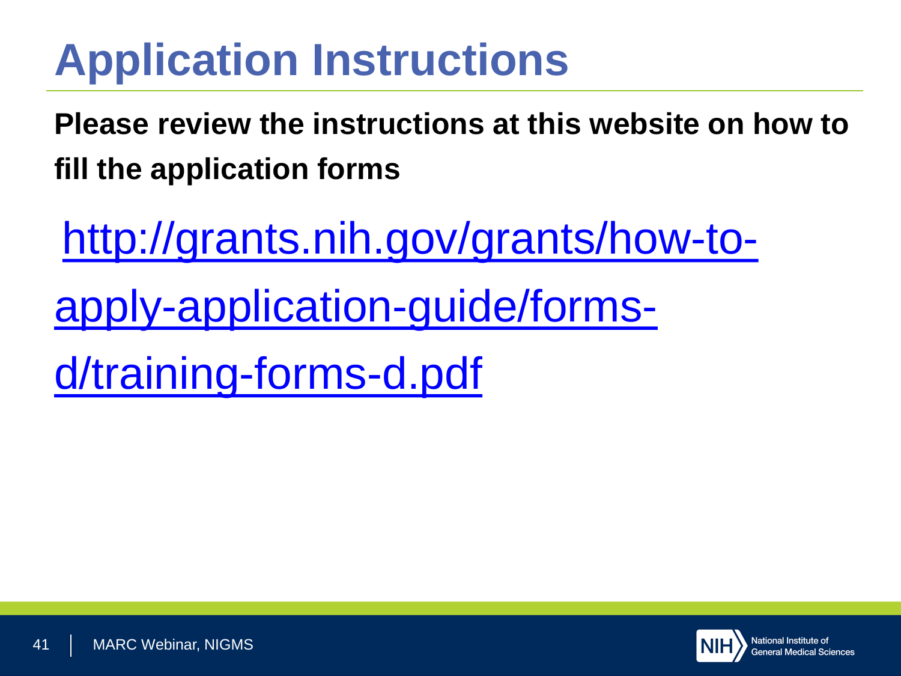# Application Instructions

**Please review the instructions at this website on how to fill the application forms**

[http://grants.nih.gov/grants/how-to-apply-application-guide/forms-d/training-forms-d.pdf](http://grants.nih.gov/grants/how-to-apply-application-guide/forms-d/training-forms-d.pdf)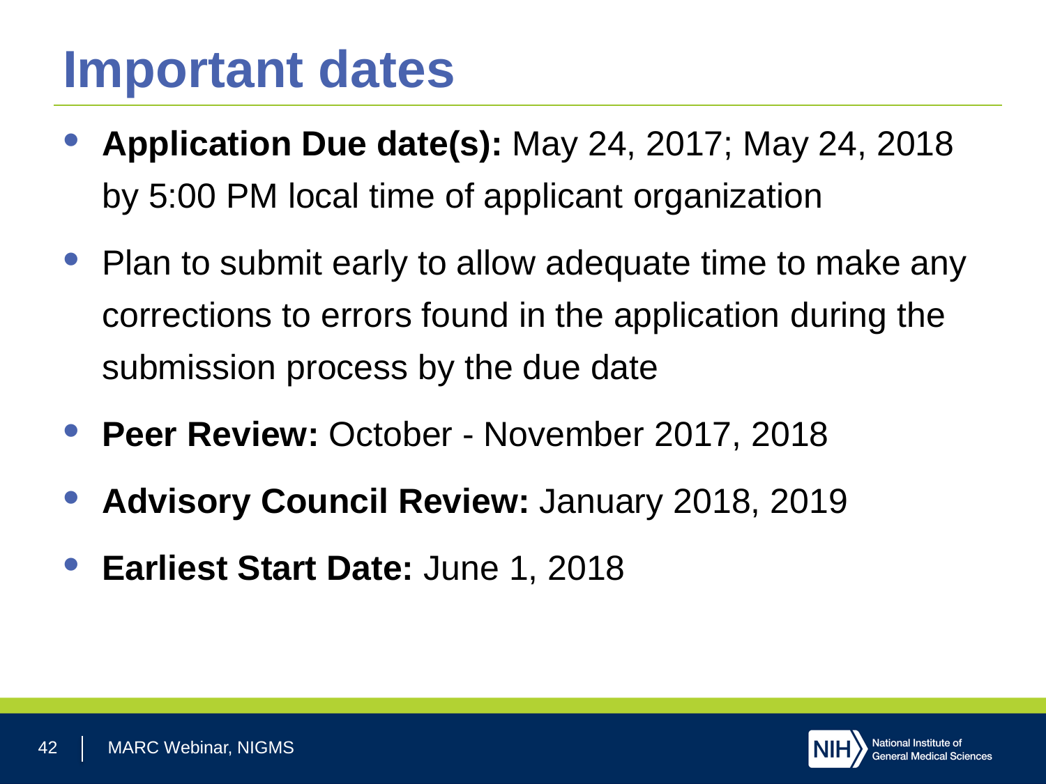# Important dates

- **Application Due date(s):** May 24, 2017; May 24, 2018 by 5:00 PM local time of applicant organization
- Plan to submit early to allow adequate time to make any corrections to errors found in the application during the submission process by the due date
- **Peer Review:** October - November 2017, 2018
- **Advisory Council Review:** January 2018, 2019
- **Earliest Start Date:** June 1, 2018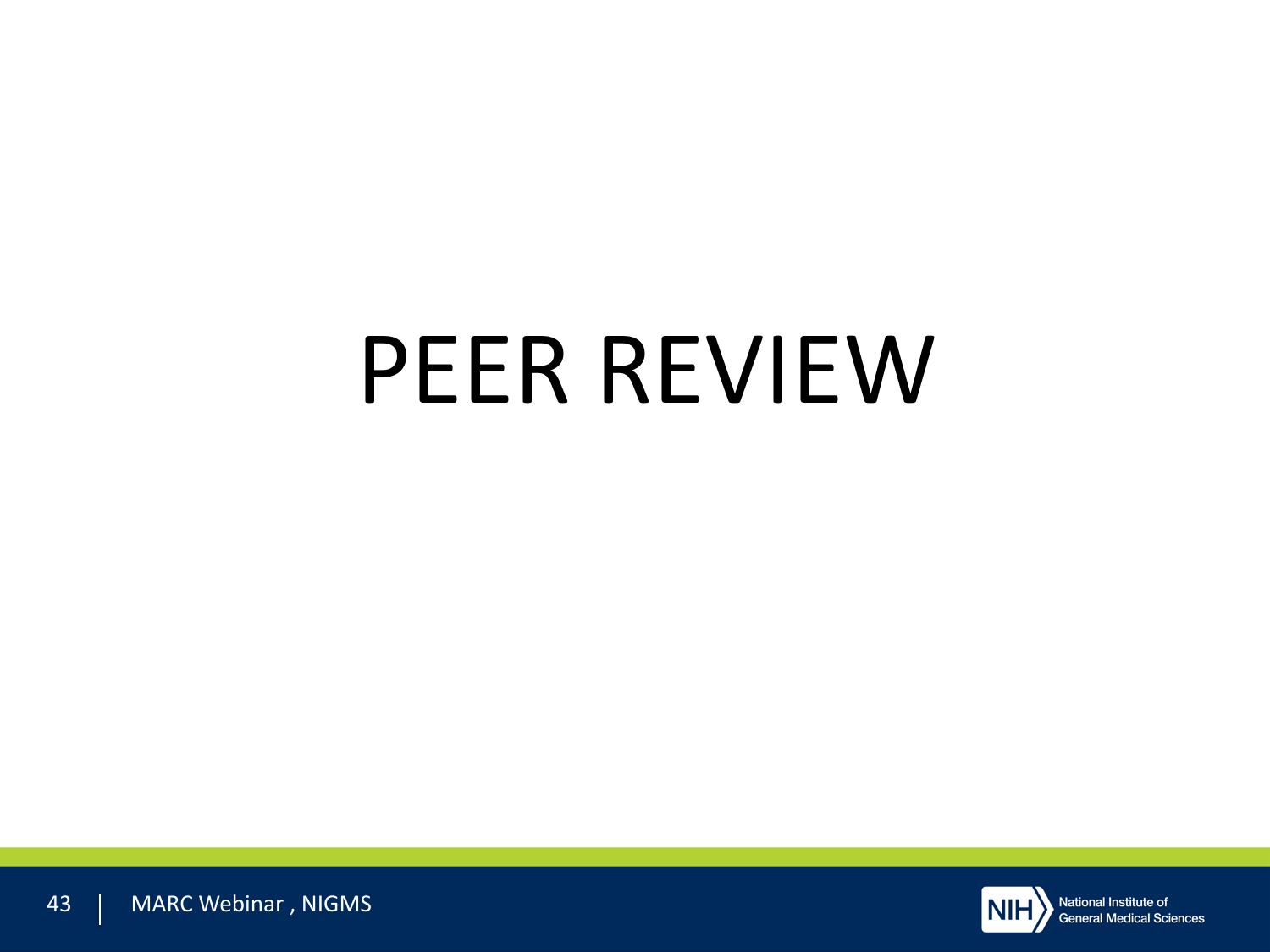# PEER REVIEW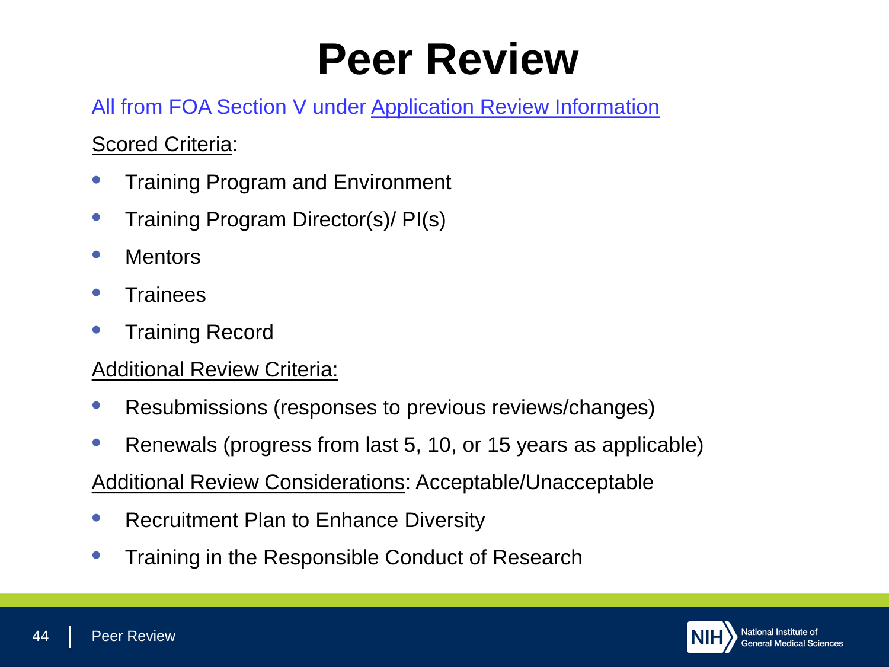# Peer Review

All from FOA Section V under Application Review Information

Scored Criteria:

- Training Program and Environment
- Training Program Director(s)/ PI(s)
- Mentors
- Trainees
- Training Record

Additional Review Criteria:

- Resubmissions (responses to previous reviews/changes)
- Renewals (progress from last 5, 10, or 15 years as applicable)

Additional Review Considerations: Acceptable/Unacceptable

- Recruitment Plan to Enhance Diversity
- Training in the Responsible Conduct of Research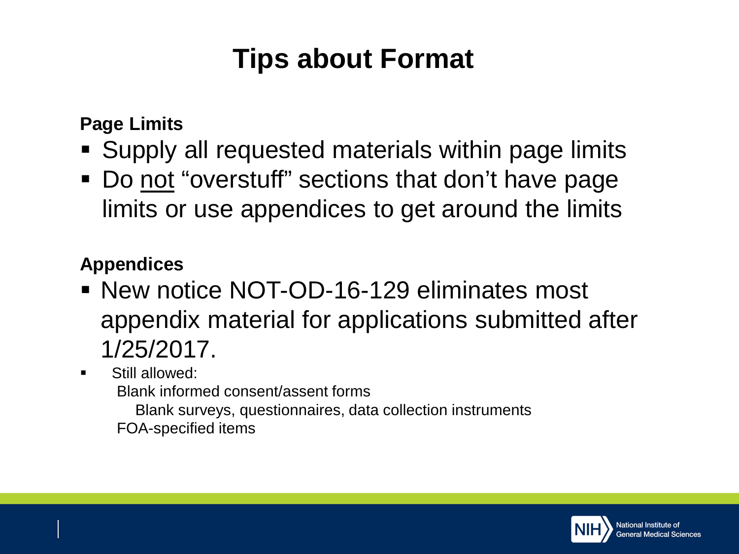# Tips about Format

**Page Limits**

- Supply all requested materials within page limits
- Do <u>not</u> “overstuff” sections that don’t have page limits or use appendices to get around the limits

**Appendices**

- New notice NOT-OD-16-129 eliminates most appendix material for applications submitted after 1/25/2017.
- Still allowed:
  - Blank informed consent/assent forms
  - Blank surveys, questionnaires, data collection instruments
  - FOA-specified items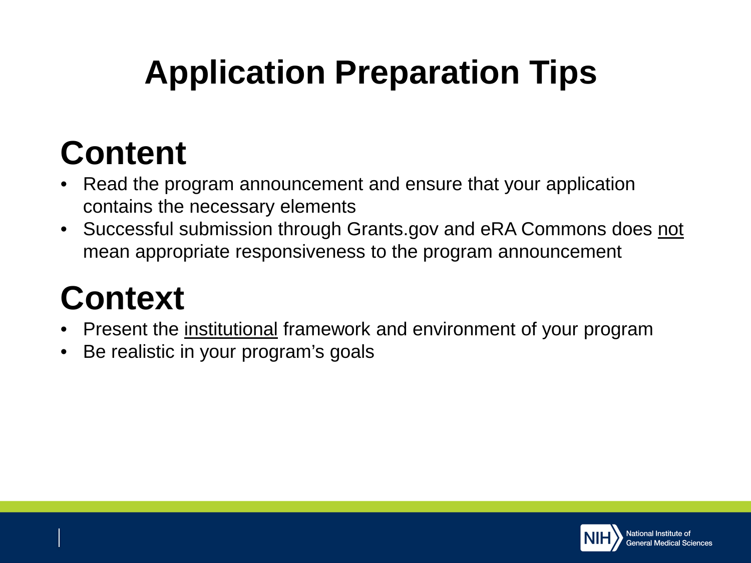# Application Preparation Tips

## Content

- Read the program announcement and ensure that your application contains the necessary elements
- Successful submission through Grants.gov and eRA Commons does <u>not</u> mean appropriate responsiveness to the program announcement

## Context

- Present the <u>institutional</u> framework and environment of your program
- Be realistic in your program's goals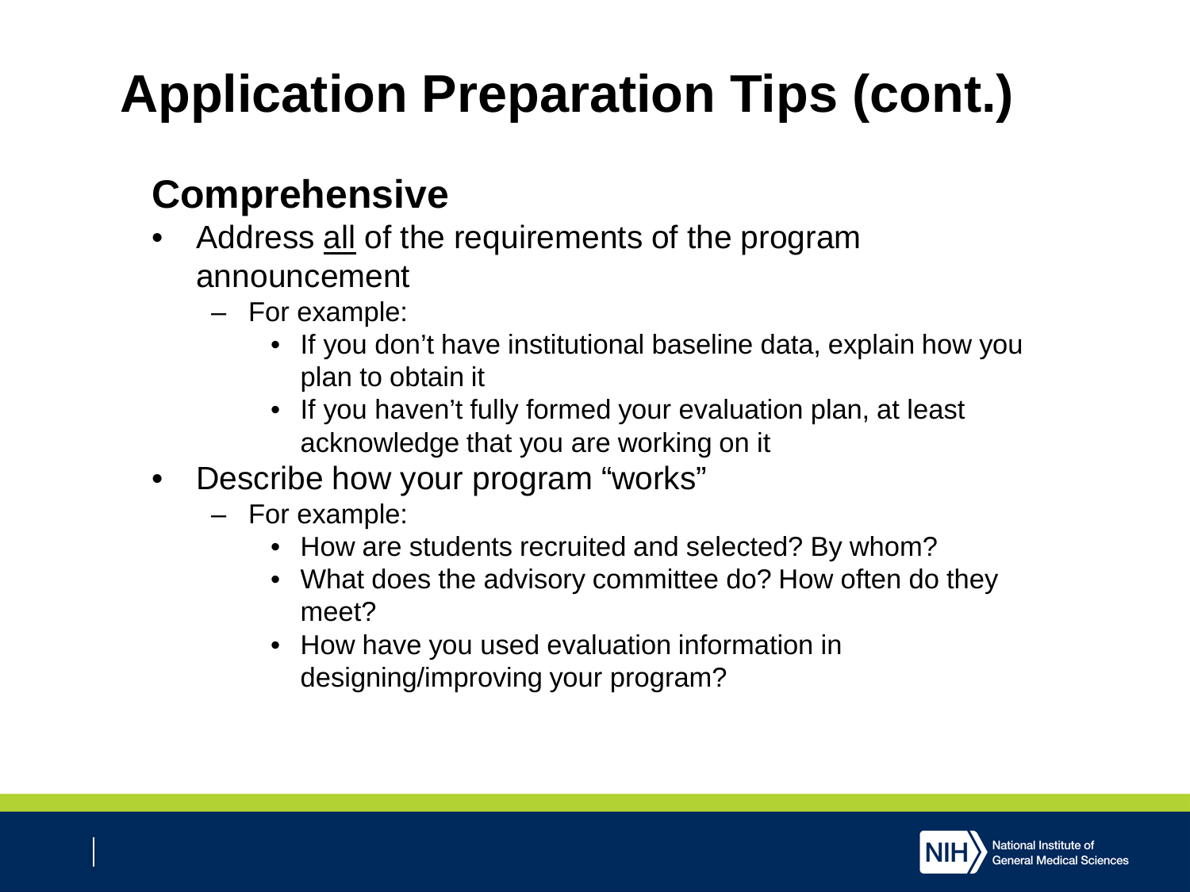# Application Preparation Tips (cont.)

## Comprehensive

- Address <u>all</u> of the requirements of the program announcement
  - For example:
    - If you don't have institutional baseline data, explain how you plan to obtain it
    - If you haven't fully formed your evaluation plan, at least acknowledge that you are working on it
- Describe how your program "works"
  - For example:
    - How are students recruited and selected? By whom?
    - What does the advisory committee do? How often do they meet?
    - How have you used evaluation information in designing/improving your program?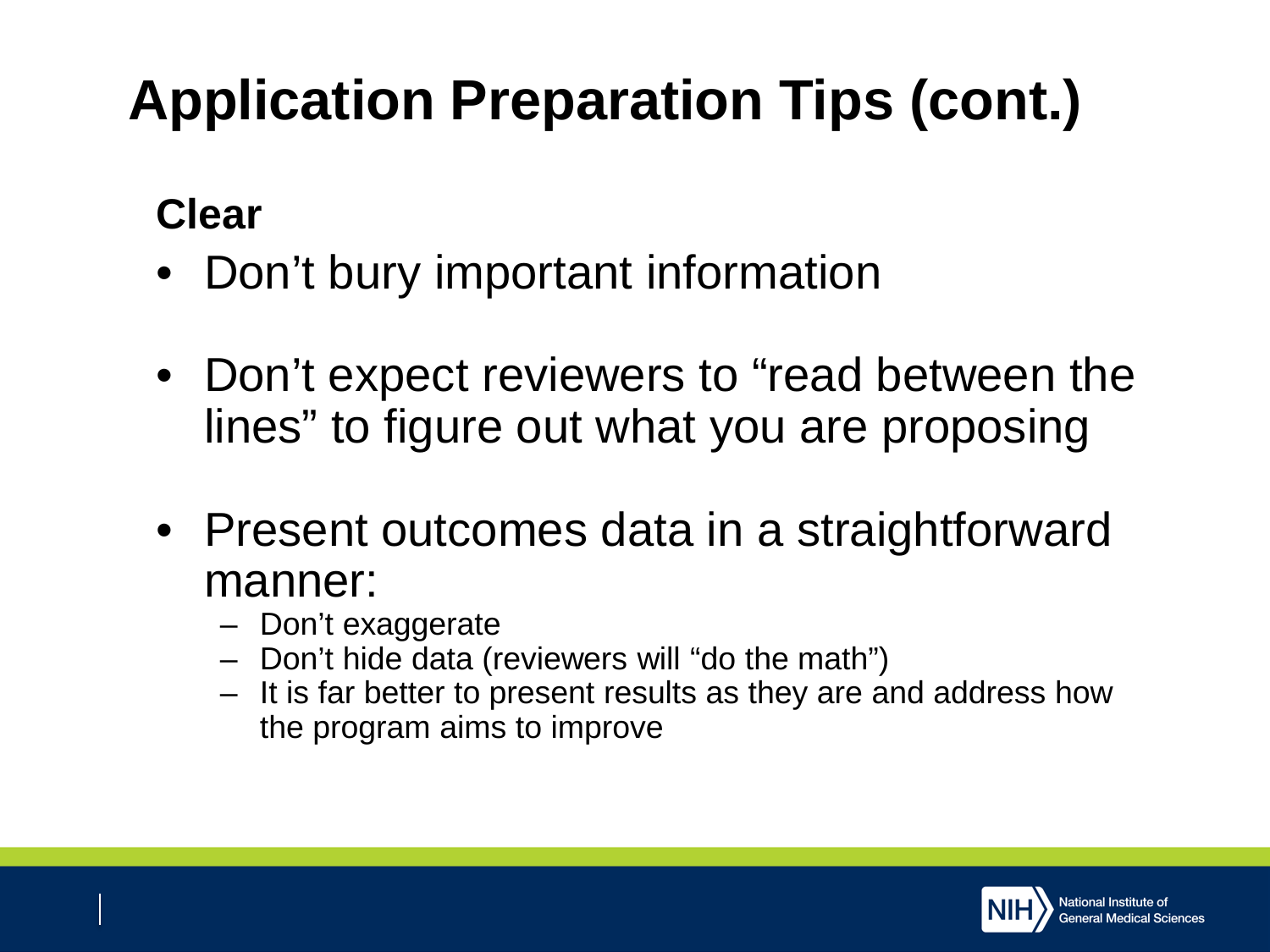# Application Preparation Tips (cont.)

**Clear**

- Don't bury important information
- Don't expect reviewers to "read between the lines" to figure out what you are proposing
- Present outcomes data in a straightforward manner:
  - Don't exaggerate
  - Don't hide data (reviewers will "do the math")
  - It is far better to present results as they are and address how the program aims to improve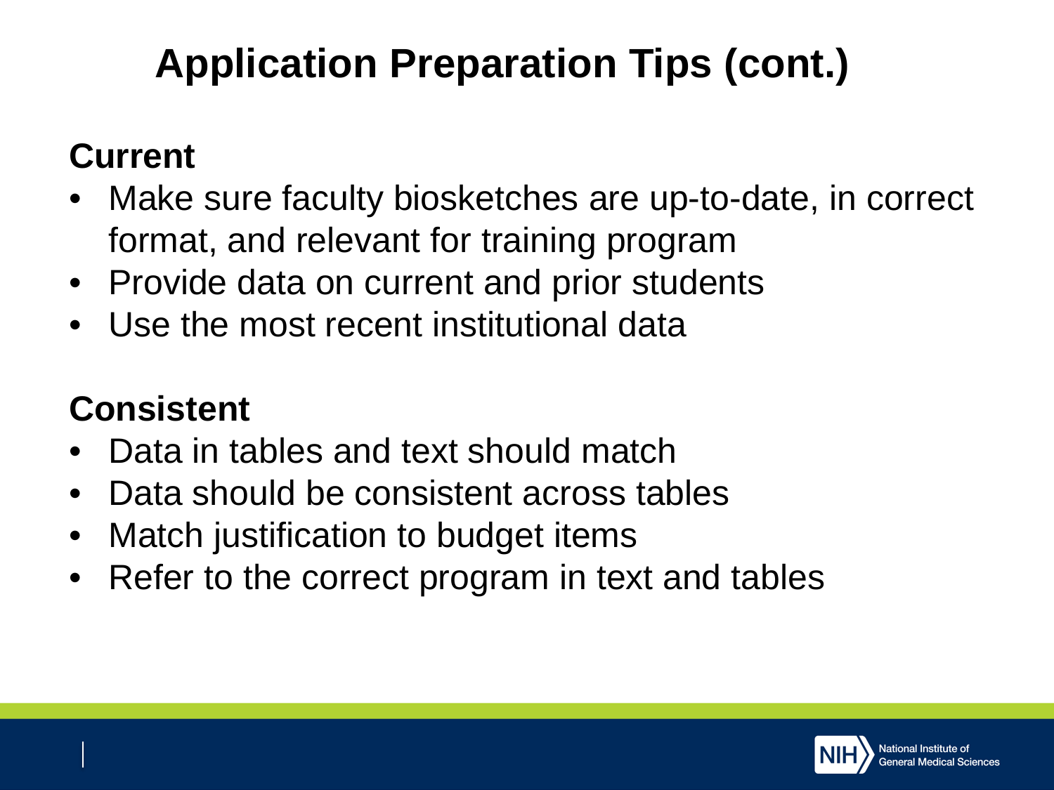# Application Preparation Tips (cont.)

## Current

- Make sure faculty biosketches are up-to-date, in correct format, and relevant for training program
- Provide data on current and prior students
- Use the most recent institutional data

## Consistent

- Data in tables and text should match
- Data should be consistent across tables
- Match justification to budget items
- Refer to the correct program in text and tables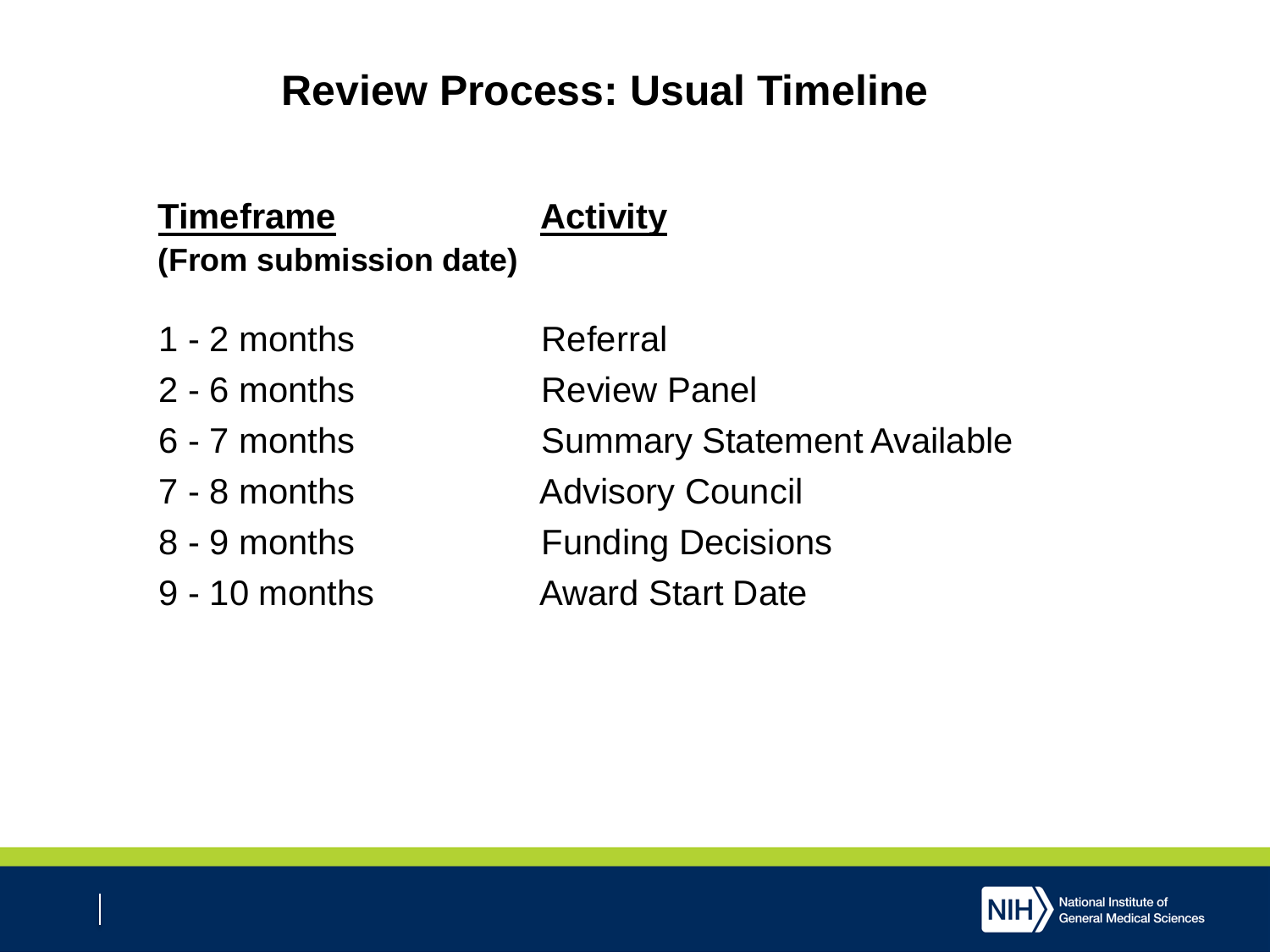# Review Process: Usual Timeline

| Timeframe (From submission date) | Activity |
| --- | --- |
| 1 - 2 months | Referral |
| 2 - 6 months | Review Panel |
| 6 - 7 months | Summary Statement Available |
| 7 - 8 months | Advisory Council |
| 8 - 9 months | Funding Decisions |
| 9 - 10 months | Award Start Date |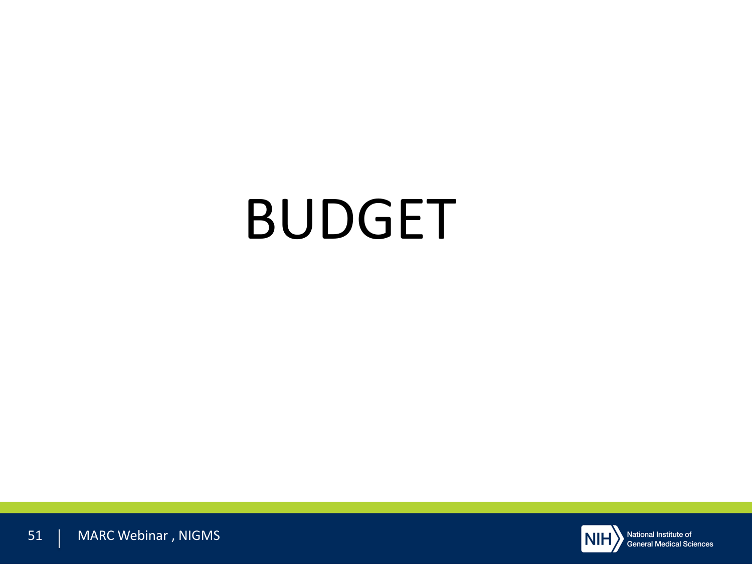# BUDGET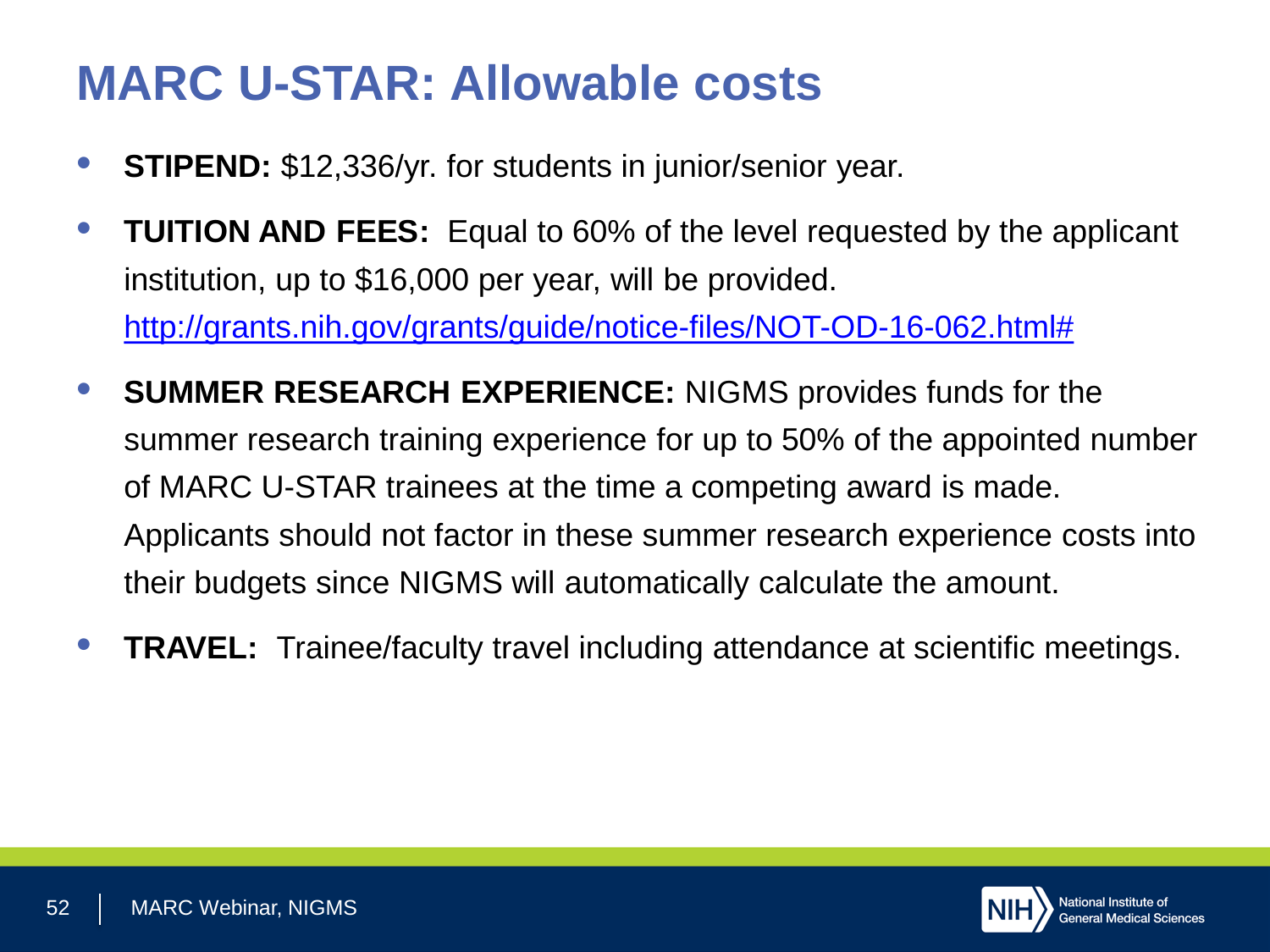# MARC U-STAR: Allowable costs

- **STIPEND:** $12,336/yr. for students in junior/senior year.
- **TUITION AND FEES:** Equal to 60% of the level requested by the applicant institution, up to $16,000 per year, will be provided. http://grants.nih.gov/grants/guide/notice-files/NOT-OD-16-062.html#
- **SUMMER RESEARCH EXPERIENCE:** NIGMS provides funds for the summer research training experience for up to 50% of the appointed number of MARC U-STAR trainees at the time a competing award is made. Applicants should not factor in these summer research experience costs into their budgets since NIGMS will automatically calculate the amount.
- **TRAVEL:** Trainee/faculty travel including attendance at scientific meetings.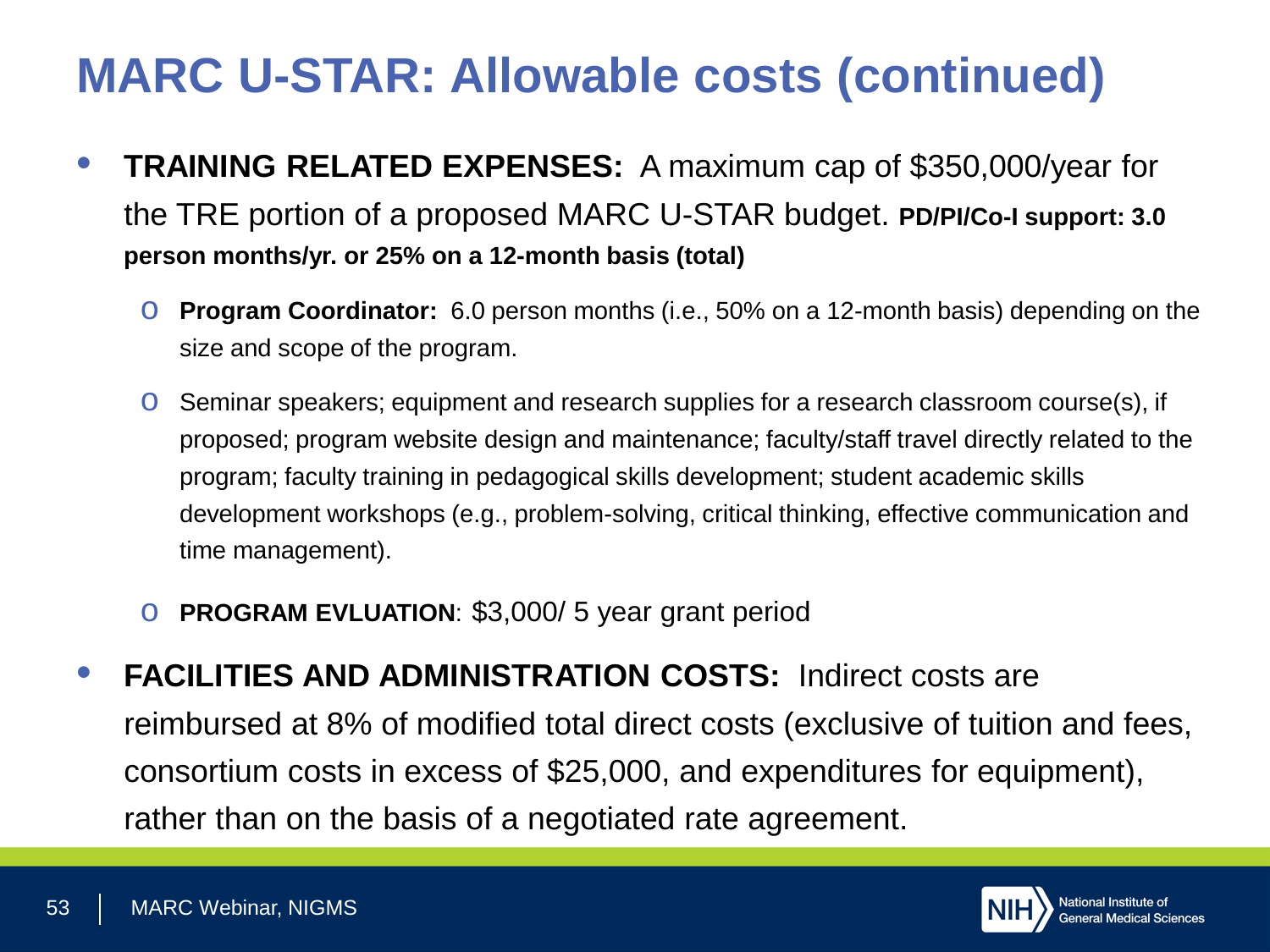# MARC U-STAR: Allowable costs (continued)

- **TRAINING RELATED EXPENSES:** A maximum cap of $350,000/year for the TRE portion of a proposed MARC U-STAR budget. **PD/PI/Co-I support: 3.0 person months/yr. or 25% on a 12-month basis (total)**
  - **Program Coordinator:** 6.0 person months (i.e., 50% on a 12-month basis) depending on the size and scope of the program.
  - Seminar speakers; equipment and research supplies for a research classroom course(s), if proposed; program website design and maintenance; faculty/staff travel directly related to the program; faculty training in pedagogical skills development; student academic skills development workshops (e.g., problem-solving, critical thinking, effective communication and time management).
  - **PROGRAM EVLUATION**: $3,000/ 5 year grant period
- **FACILITIES AND ADMINISTRATION COSTS:** Indirect costs are reimbursed at 8% of modified total direct costs (exclusive of tuition and fees, consortium costs in excess of $25,000, and expenditures for equipment), rather than on the basis of a negotiated rate agreement.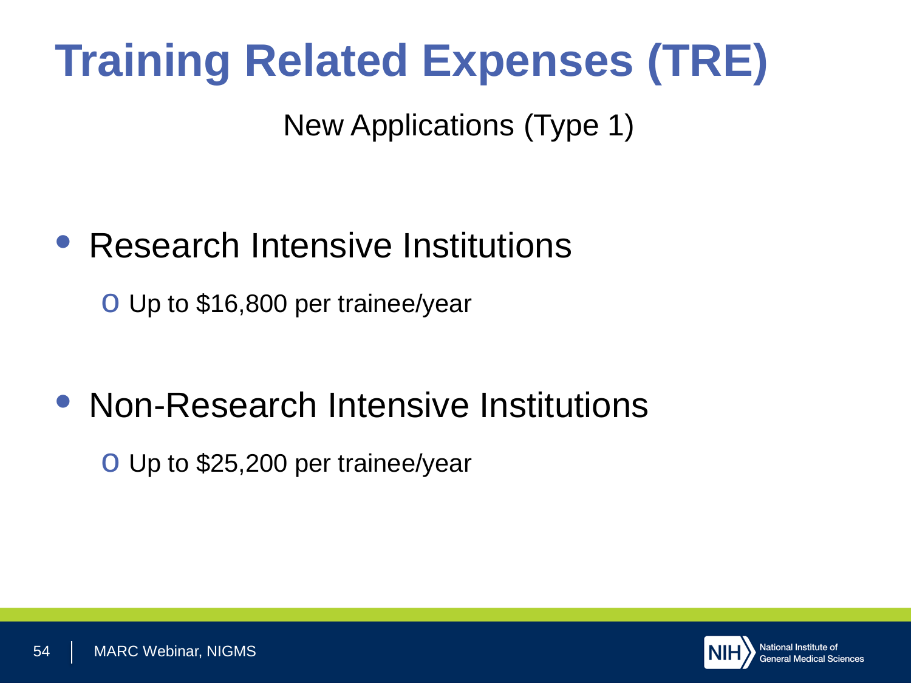# Training Related Expenses (TRE)

New Applications (Type 1)

- Research Intensive Institutions
  - Up to $16,800 per trainee/year
- Non-Research Intensive Institutions
  - Up to $25,200 per trainee/year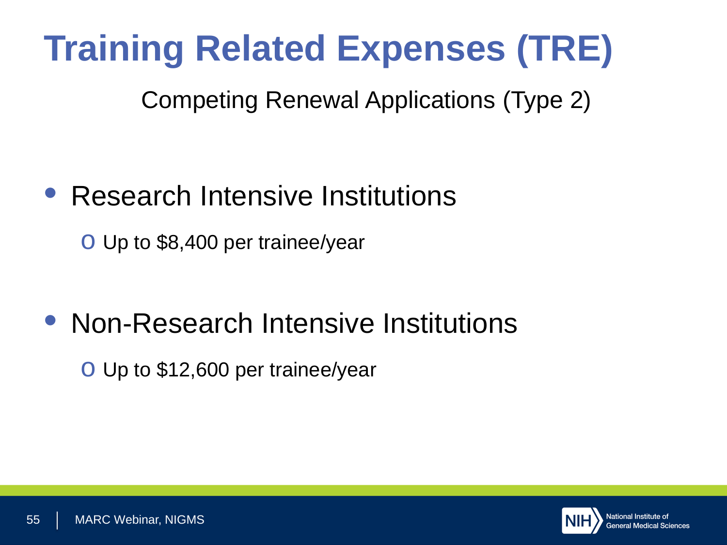# Training Related Expenses (TRE)

Competing Renewal Applications (Type 2)

- Research Intensive Institutions
  - Up to $8,400 per trainee/year
- Non-Research Intensive Institutions
  - Up to $12,600 per trainee/year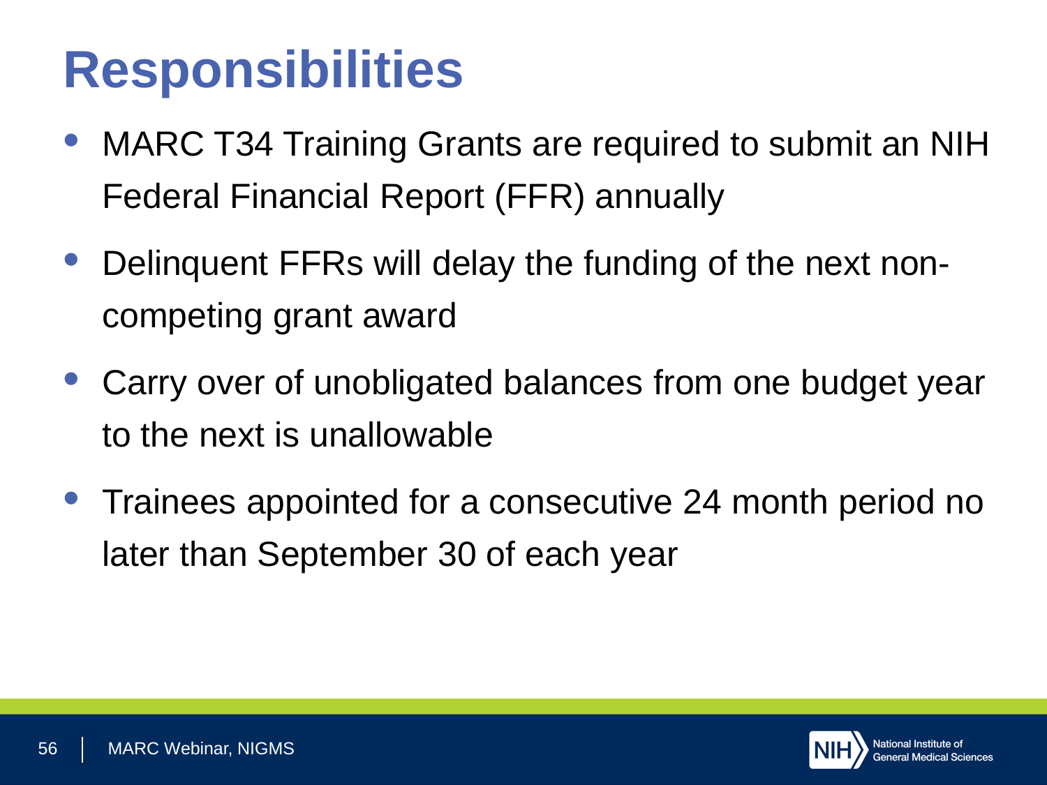# Responsibilities

- MARC T34 Training Grants are required to submit an NIH Federal Financial Report (FFR) annually
- Delinquent FFRs will delay the funding of the next non-competing grant award
- Carry over of unobligated balances from one budget year to the next is unallowable
- Trainees appointed for a consecutive 24 month period no later than September 30 of each year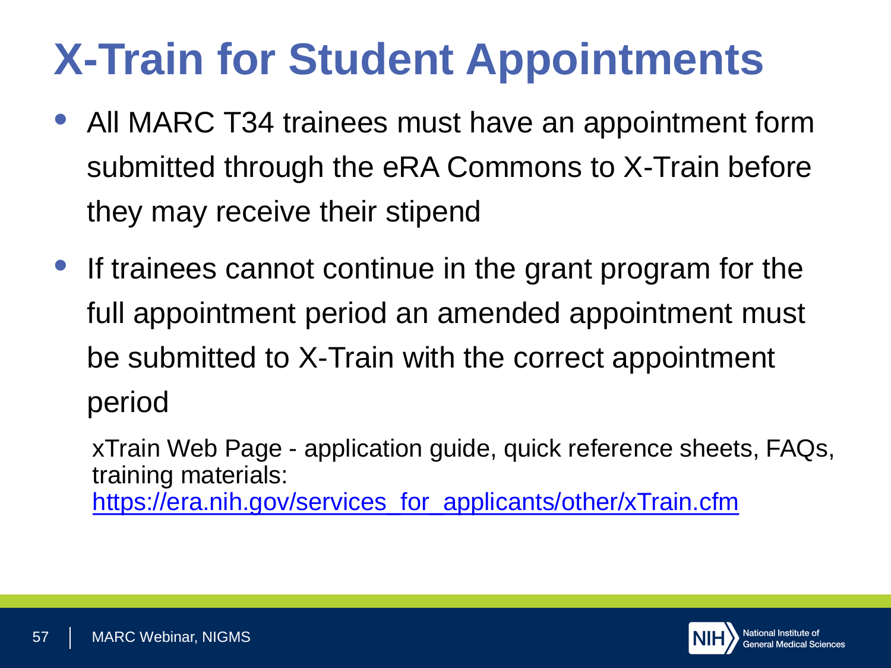# X-Train for Student Appointments

- All MARC T34 trainees must have an appointment form submitted through the eRA Commons to X-Train before they may receive their stipend
- If trainees cannot continue in the grant program for the full appointment period an amended appointment must be submitted to X-Train with the correct appointment period

xTrain Web Page - application guide, quick reference sheets, FAQs, training materials: [https://era.nih.gov/services_for_applicants/other/xTrain.cfm](https://era.nih.gov/services_for_applicants/other/xTrain.cfm)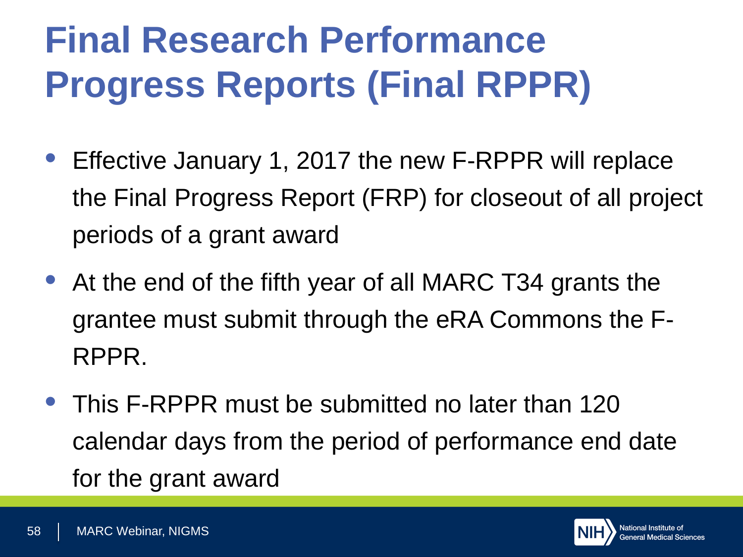# Final Research Performance Progress Reports (Final RPPR)

- Effective January 1, 2017 the new F-RPPR will replace the Final Progress Report (FRP) for closeout of all project periods of a grant award
- At the end of the fifth year of all MARC T34 grants the grantee must submit through the eRA Commons the F-RPPR.
- This F-RPPR must be submitted no later than 120 calendar days from the period of performance end date for the grant award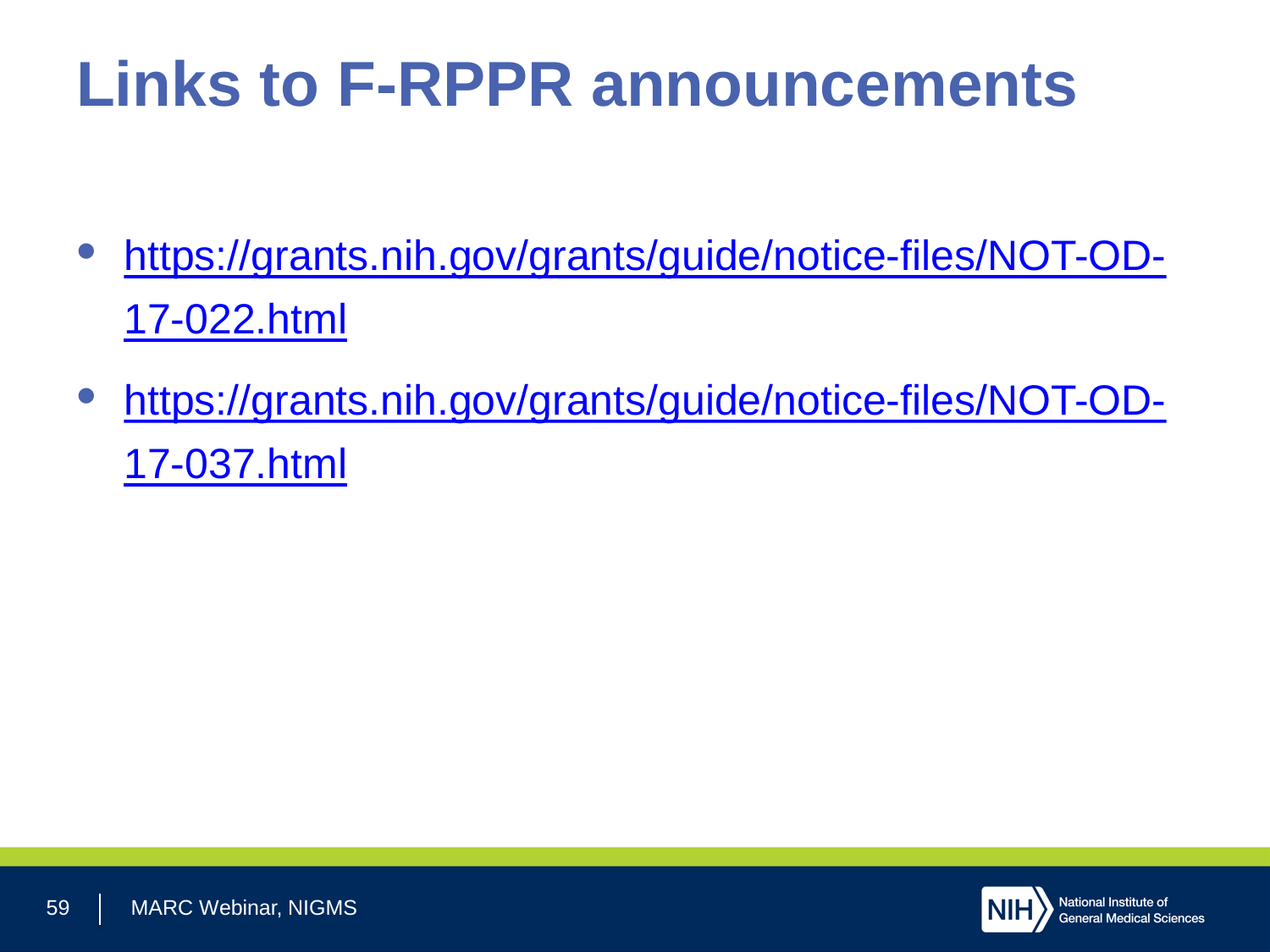# Links to F-RPPR announcements

- https://grants.nih.gov/grants/guide/notice-files/NOT-OD-17-022.html
- https://grants.nih.gov/grants/guide/notice-files/NOT-OD-17-037.html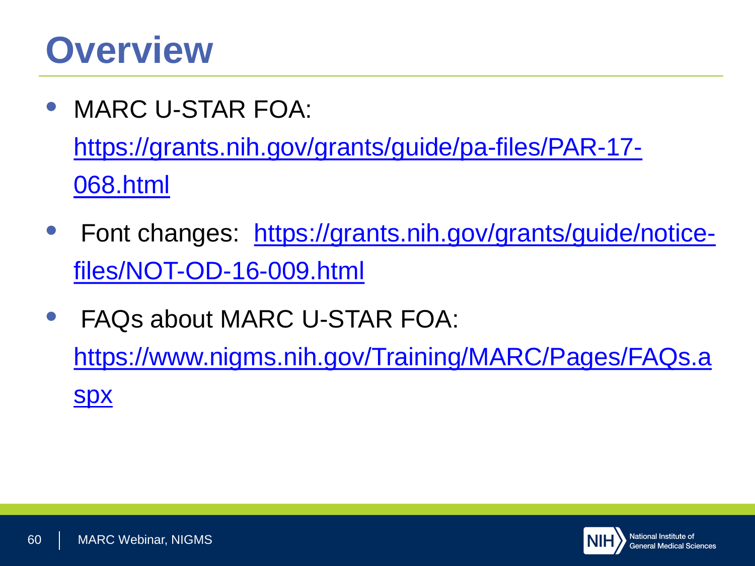# Overview

- MARC U-STAR FOA: https://grants.nih.gov/grants/guide/pa-files/PAR-17-068.html
- Font changes: https://grants.nih.gov/grants/guide/notice-files/NOT-OD-16-009.html
- FAQs about MARC U-STAR FOA: https://www.nigms.nih.gov/Training/MARC/Pages/FAQs.aspx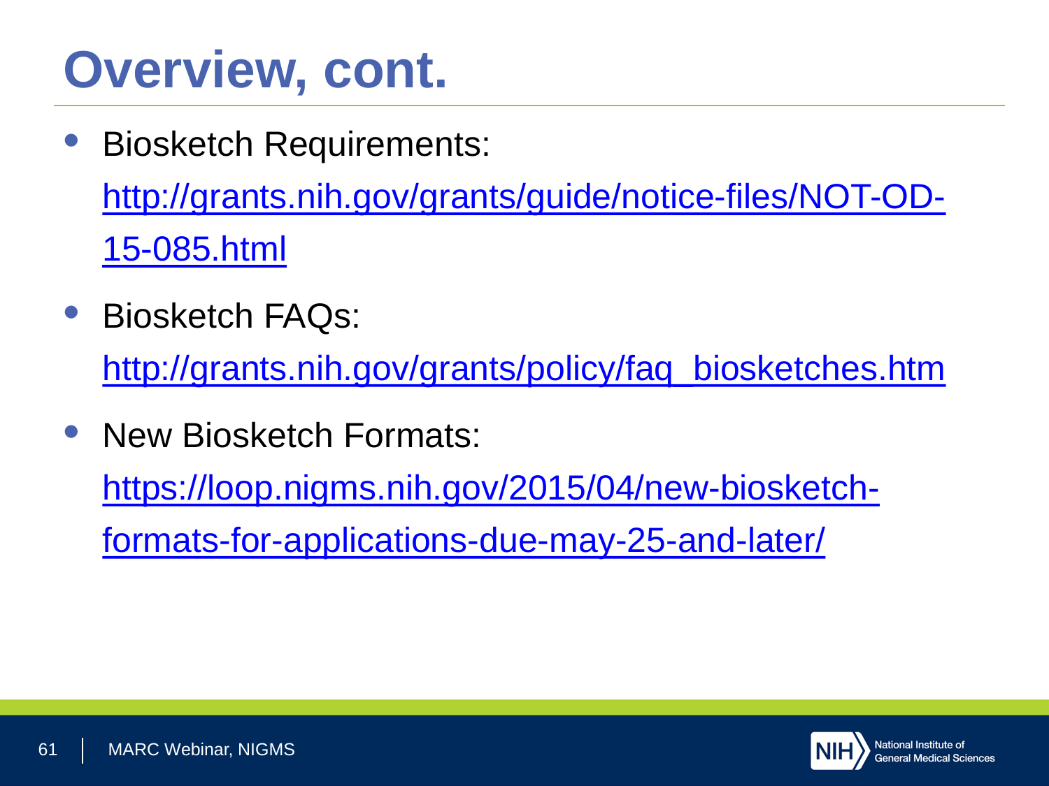# Overview, cont.

- Biosketch Requirements: http://grants.nih.gov/grants/guide/notice-files/NOT-OD-15-085.html
- Biosketch FAQs: http://grants.nih.gov/grants/policy/faq_biosketches.htm
- New Biosketch Formats: https://loop.nigms.nih.gov/2015/04/new-biosketch-formats-for-applications-due-may-25-and-later/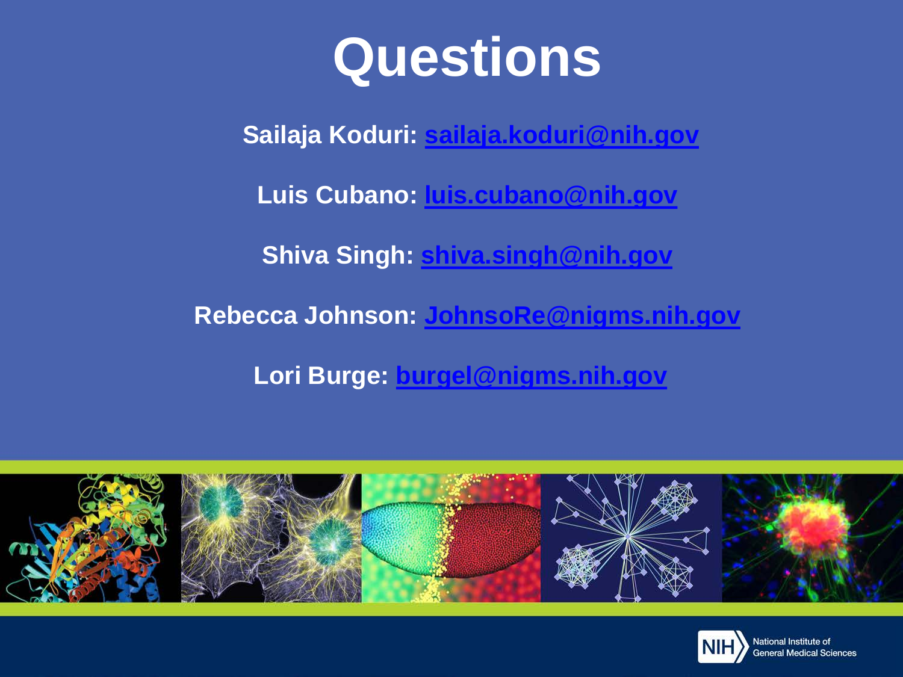# Questions

**Sailaja Koduri: sailaja.koduri@nih.gov**

**Luis Cubano: luis.cubano@nih.gov**

**Shiva Singh: shiva.singh@nih.gov**

**Rebecca Johnson: JohnsoRe@nigms.nih.gov**

**Lori Burge: burgel@nigms.nih.gov**

NIH National Institute of General Medical Sciences